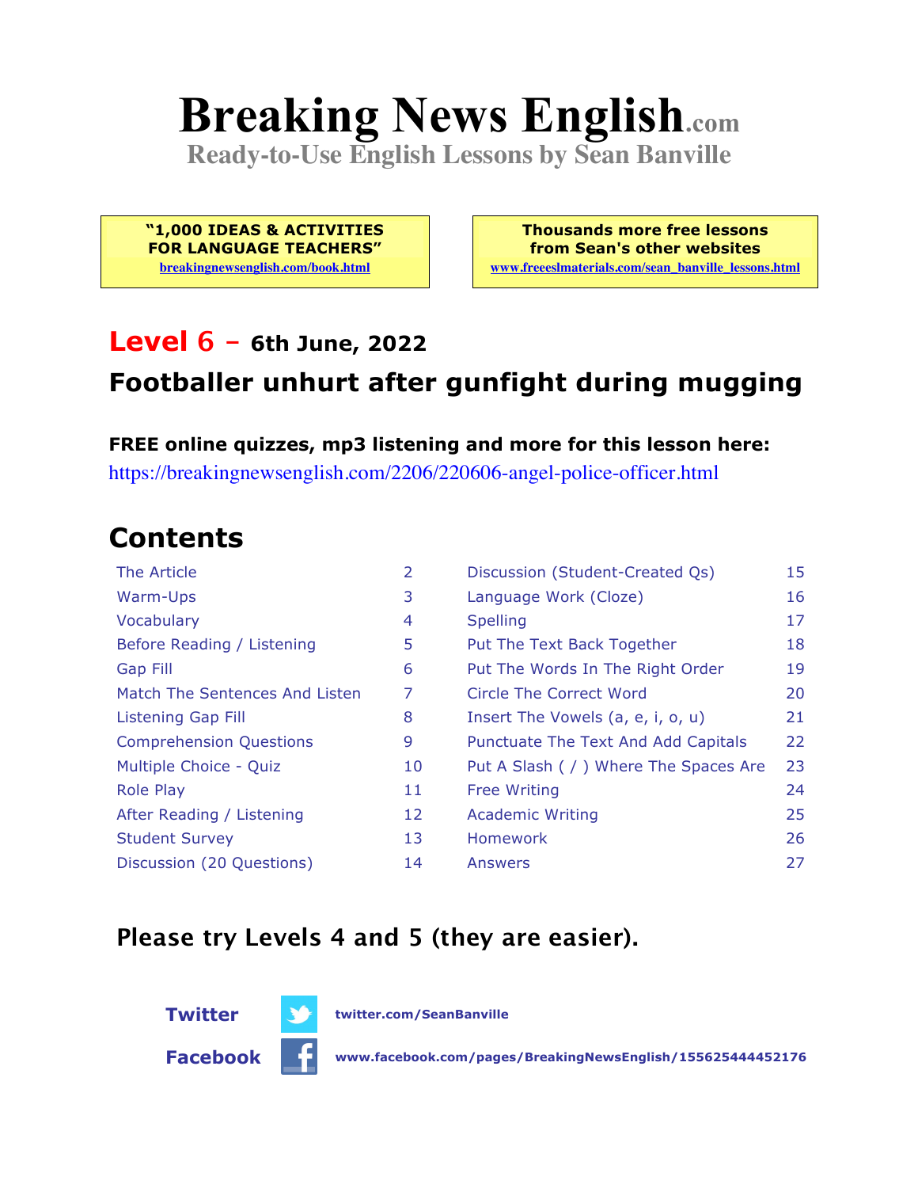# Breaking News English.com

**Ready-to-Use English Lessons by Sean Banville**

**"1,000 IDEAS & ACTIVITIES FOR LANGUAGE TEACHERS"**
breakingnewsenglish.com/book.html

**Thousands more free lessons from Sean's other websites**
www.freeeslmaterials.com/sean_banville_lessons.html

## Level 6 – 6th June, 2022

## Footballer unhurt after gunfight during mugging

**FREE online quizzes, mp3 listening and more for this lesson here:**
https://breakingnewsenglish.com/2206/220606-angel-police-officer.html

## Contents

| | | | |
|---|---|---|---|
| The Article | 2 | Discussion (Student-Created Qs) | 15 |
| Warm-Ups | 3 | Language Work (Cloze) | 16 |
| Vocabulary | 4 | Spelling | 17 |
| Before Reading / Listening | 5 | Put The Text Back Together | 18 |
| Gap Fill | 6 | Put The Words In The Right Order | 19 |
| Match The Sentences And Listen | 7 | Circle The Correct Word | 20 |
| Listening Gap Fill | 8 | Insert The Vowels (a, e, i, o, u) | 21 |
| Comprehension Questions | 9 | Punctuate The Text And Add Capitals | 22 |
| Multiple Choice - Quiz | 10 | Put A Slash ( / ) Where The Spaces Are | 23 |
| Role Play | 11 | Free Writing | 24 |
| After Reading / Listening | 12 | Academic Writing | 25 |
| Student Survey | 13 | Homework | 26 |
| Discussion (20 Questions) | 14 | Answers | 27 |

**Please try Levels 4 and 5 (they are easier).**

**Twitter** twitter.com/SeanBanville

**Facebook** www.facebook.com/pages/BreakingNewsEnglish/155625444452176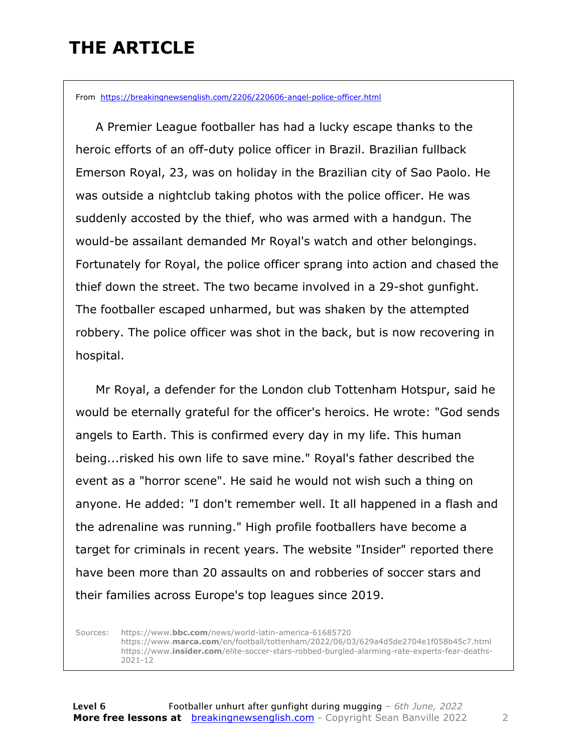# THE ARTICLE

From https://breakingnewsenglish.com/2206/220606-angel-police-officer.html

A Premier League footballer has had a lucky escape thanks to the heroic efforts of an off-duty police officer in Brazil. Brazilian fullback Emerson Royal, 23, was on holiday in the Brazilian city of Sao Paolo. He was outside a nightclub taking photos with the police officer. He was suddenly accosted by the thief, who was armed with a handgun. The would-be assailant demanded Mr Royal's watch and other belongings. Fortunately for Royal, the police officer sprang into action and chased the thief down the street. The two became involved in a 29-shot gunfight. The footballer escaped unharmed, but was shaken by the attempted robbery. The police officer was shot in the back, but is now recovering in hospital.

Mr Royal, a defender for the London club Tottenham Hotspur, said he would be eternally grateful for the officer's heroics. He wrote: "God sends angels to Earth. This is confirmed every day in my life. This human being...risked his own life to save mine." Royal's father described the event as a "horror scene". He said he would not wish such a thing on anyone. He added: "I don't remember well. It all happened in a flash and the adrenaline was running." High profile footballers have become a target for criminals in recent years. The website "Insider" reported there have been more than 20 assaults on and robberies of soccer stars and their families across Europe's top leagues since 2019.

Sources: https://www.bbc.com/news/world-latin-america-61685720
https://www.marca.com/en/football/tottenham/2022/06/03/629a4d5de2704e1f058b45c7.html
https://www.insider.com/elite-soccer-stars-robbed-burgled-alarming-rate-experts-fear-deaths-2021-12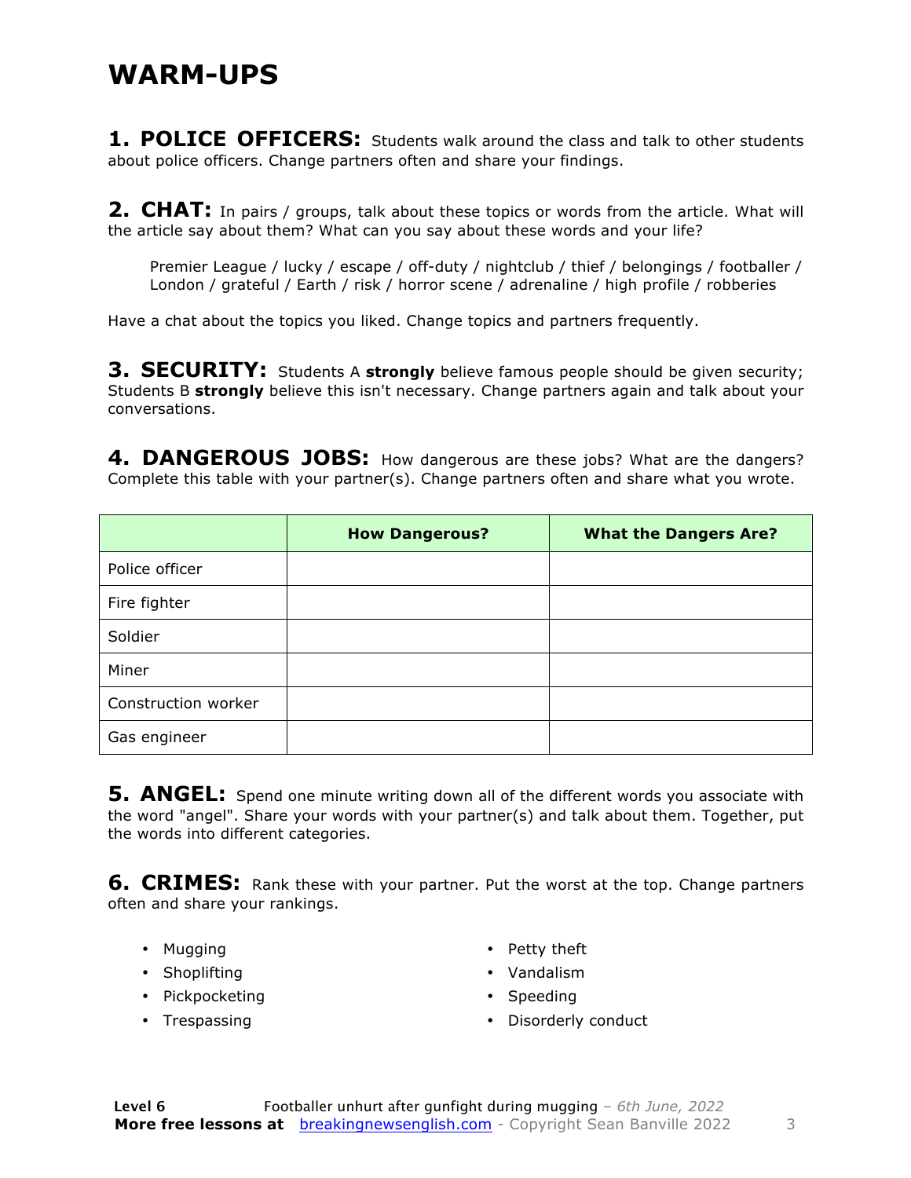# WARM-UPS

**1. POLICE OFFICERS:** Students walk around the class and talk to other students about police officers. Change partners often and share your findings.

**2. CHAT:** In pairs / groups, talk about these topics or words from the article. What will the article say about them? What can you say about these words and your life?

> Premier League / lucky / escape / off-duty / nightclub / thief / belongings / footballer / London / grateful / Earth / risk / horror scene / adrenaline / high profile / robberies

Have a chat about the topics you liked. Change topics and partners frequently.

**3. SECURITY:** Students A **strongly** believe famous people should be given security; Students B **strongly** believe this isn't necessary. Change partners again and talk about your conversations.

**4. DANGEROUS JOBS:** How dangerous are these jobs? What are the dangers? Complete this table with your partner(s). Change partners often and share what you wrote.

| | How Dangerous? | What the Dangers Are? |
|---|---|---|
| Police officer | | |
| Fire fighter | | |
| Soldier | | |
| Miner | | |
| Construction worker | | |
| Gas engineer | | |

**5. ANGEL:** Spend one minute writing down all of the different words you associate with the word "angel". Share your words with your partner(s) and talk about them. Together, put the words into different categories.

**6. CRIMES:** Rank these with your partner. Put the worst at the top. Change partners often and share your rankings.

- Mugging
- Shoplifting
- Pickpocketing
- Trespassing
- Petty theft
- Vandalism
- Speeding
- Disorderly conduct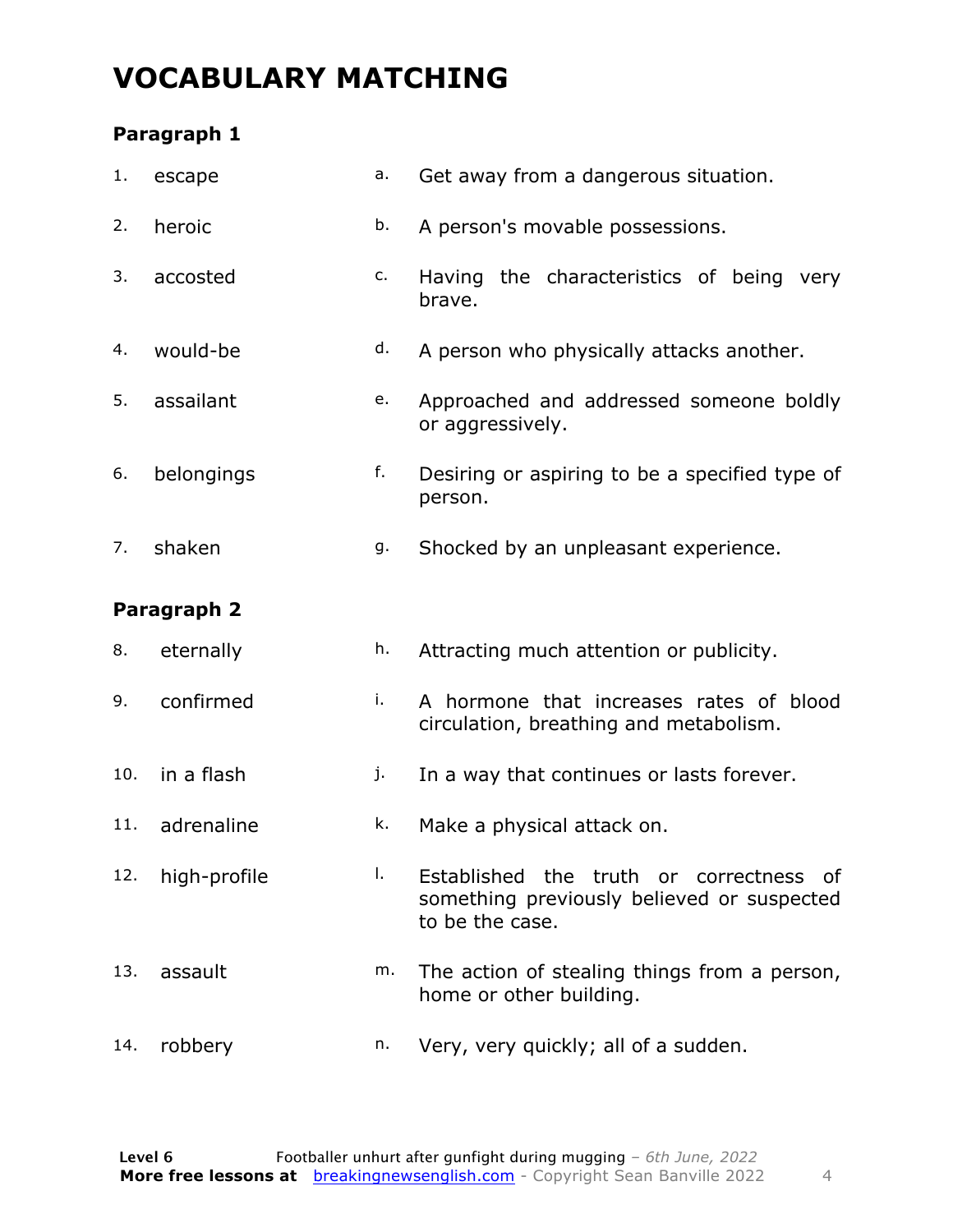# VOCABULARY MATCHING

### Paragraph 1

| | | | |
|---|---|---|---|
| 1. | escape | a. | Get away from a dangerous situation. |
| 2. | heroic | b. | A person's movable possessions. |
| 3. | accosted | c. | Having the characteristics of being very brave. |
| 4. | would-be | d. | A person who physically attacks another. |
| 5. | assailant | e. | Approached and addressed someone boldly or aggressively. |
| 6. | belongings | f. | Desiring or aspiring to be a specified type of person. |
| 7. | shaken | g. | Shocked by an unpleasant experience. |

### Paragraph 2

| | | | |
|---|---|---|---|
| 8. | eternally | h. | Attracting much attention or publicity. |
| 9. | confirmed | i. | A hormone that increases rates of blood circulation, breathing and metabolism. |
| 10. | in a flash | j. | In a way that continues or lasts forever. |
| 11. | adrenaline | k. | Make a physical attack on. |
| 12. | high-profile | l. | Established the truth or correctness of something previously believed or suspected to be the case. |
| 13. | assault | m. | The action of stealing things from a person, home or other building. |
| 14. | robbery | n. | Very, very quickly; all of a sudden. |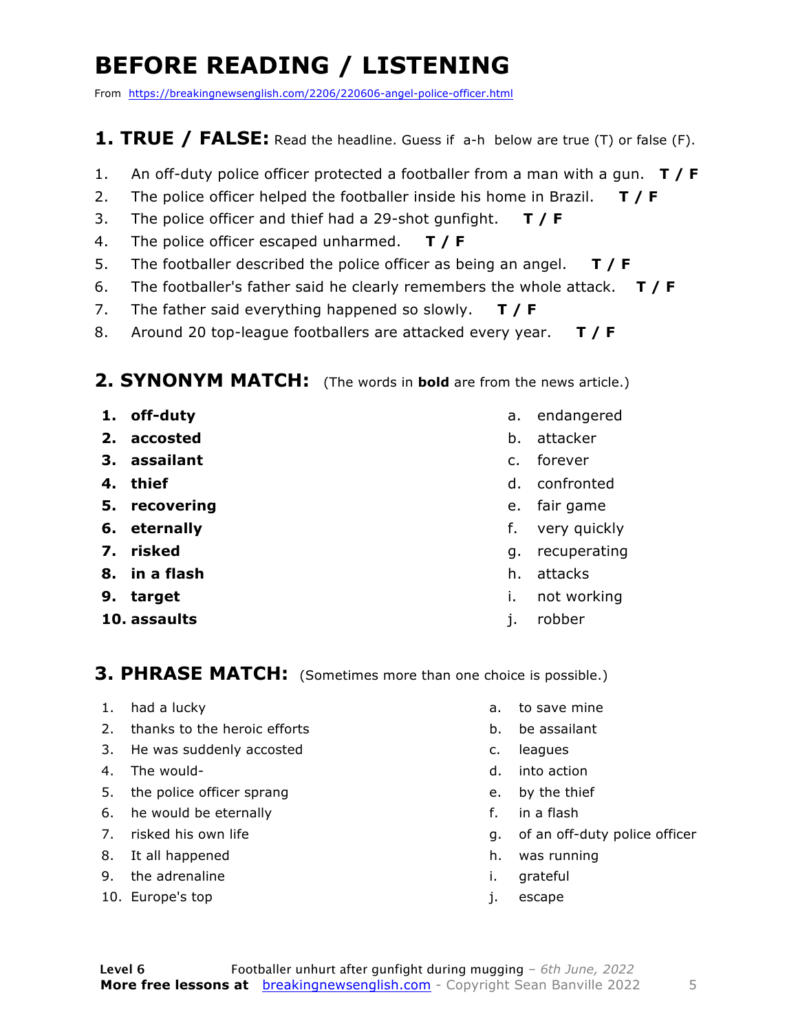# BEFORE READING / LISTENING

From https://breakingnewsenglish.com/2206/220606-angel-police-officer.html

## 1. TRUE / FALSE: Read the headline. Guess if a-h below are true (T) or false (F).

1. An off-duty police officer protected a footballer from a man with a gun. **T / F**
2. The police officer helped the footballer inside his home in Brazil. **T / F**
3. The police officer and thief had a 29-shot gunfight. **T / F**
4. The police officer escaped unharmed. **T / F**
5. The footballer described the police officer as being an angel. **T / F**
6. The footballer's father said he clearly remembers the whole attack. **T / F**
7. The father said everything happened so slowly. **T / F**
8. Around 20 top-league footballers are attacked every year. **T / F**

## 2. SYNONYM MATCH: (The words in **bold** are from the news article.)

1. **off-duty**
2. **accosted**
3. **assailant**
4. **thief**
5. **recovering**
6. **eternally**
7. **risked**
8. **in a flash**
9. **target**
10. **assaults**

a. endangered
b. attacker
c. forever
d. confronted
e. fair game
f. very quickly
g. recuperating
h. attacks
i. not working
j. robber

## 3. PHRASE MATCH: (Sometimes more than one choice is possible.)

1. had a lucky
2. thanks to the heroic efforts
3. He was suddenly accosted
4. The would-
5. the police officer sprang
6. he would be eternally
7. risked his own life
8. It all happened
9. the adrenaline
10. Europe's top

a. to save mine
b. be assailant
c. leagues
d. into action
e. by the thief
f. in a flash
g. of an off-duty police officer
h. was running
i. grateful
j. escape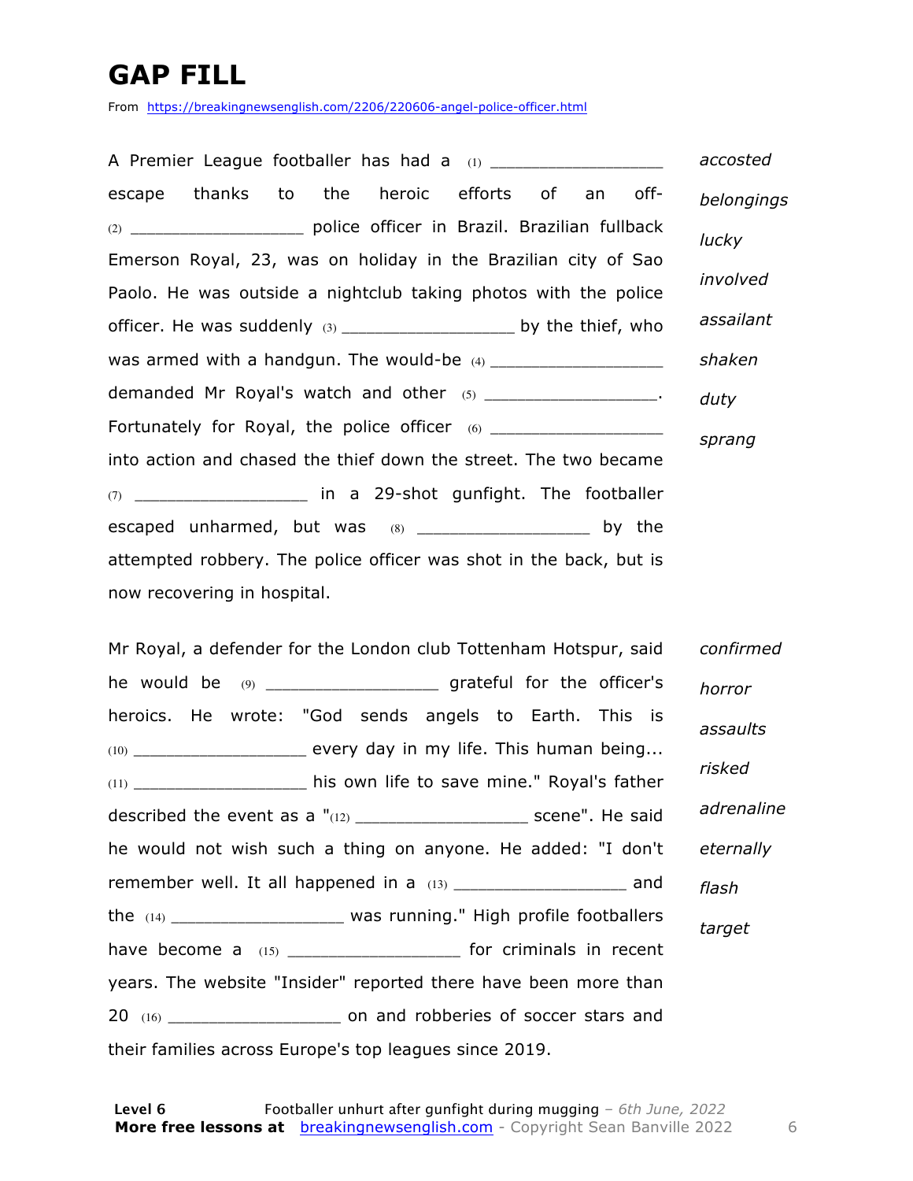# GAP FILL

From https://breakingnewsenglish.com/2206/220606-angel-police-officer.html

A Premier League footballer has had a (1) ________________ escape thanks to the heroic efforts of an off-(2) ________________ police officer in Brazil. Brazilian fullback Emerson Royal, 23, was on holiday in the Brazilian city of Sao Paolo. He was outside a nightclub taking photos with the police officer. He was suddenly (3) ________________ by the thief, who was armed with a handgun. The would-be (4) ________________ demanded Mr Royal's watch and other (5) ________________. Fortunately for Royal, the police officer (6) ________________ into action and chased the thief down the street. The two became (7) ________________ in a 29-shot gunfight. The footballer escaped unharmed, but was (8) ________________ by the attempted robbery. The police officer was shot in the back, but is now recovering in hospital.

*accosted*
*belongings*
*lucky*
*involved*
*assailant*
*shaken*
*duty*
*sprang*

Mr Royal, a defender for the London club Tottenham Hotspur, said he would be (9) ________________ grateful for the officer's heroics. He wrote: "God sends angels to Earth. This is (10) ________________ every day in my life. This human being... (11) ________________ his own life to save mine." Royal's father described the event as a "(12) ________________ scene". He said he would not wish such a thing on anyone. He added: "I don't remember well. It all happened in a (13) ________________ and the (14) ________________ was running." High profile footballers have become a (15) ________________ for criminals in recent years. The website "Insider" reported there have been more than 20 (16) ________________ on and robberies of soccer stars and their families across Europe's top leagues since 2019.

*confirmed*
*horror*
*assaults*
*risked*
*adrenaline*
*eternally*
*flash*
*target*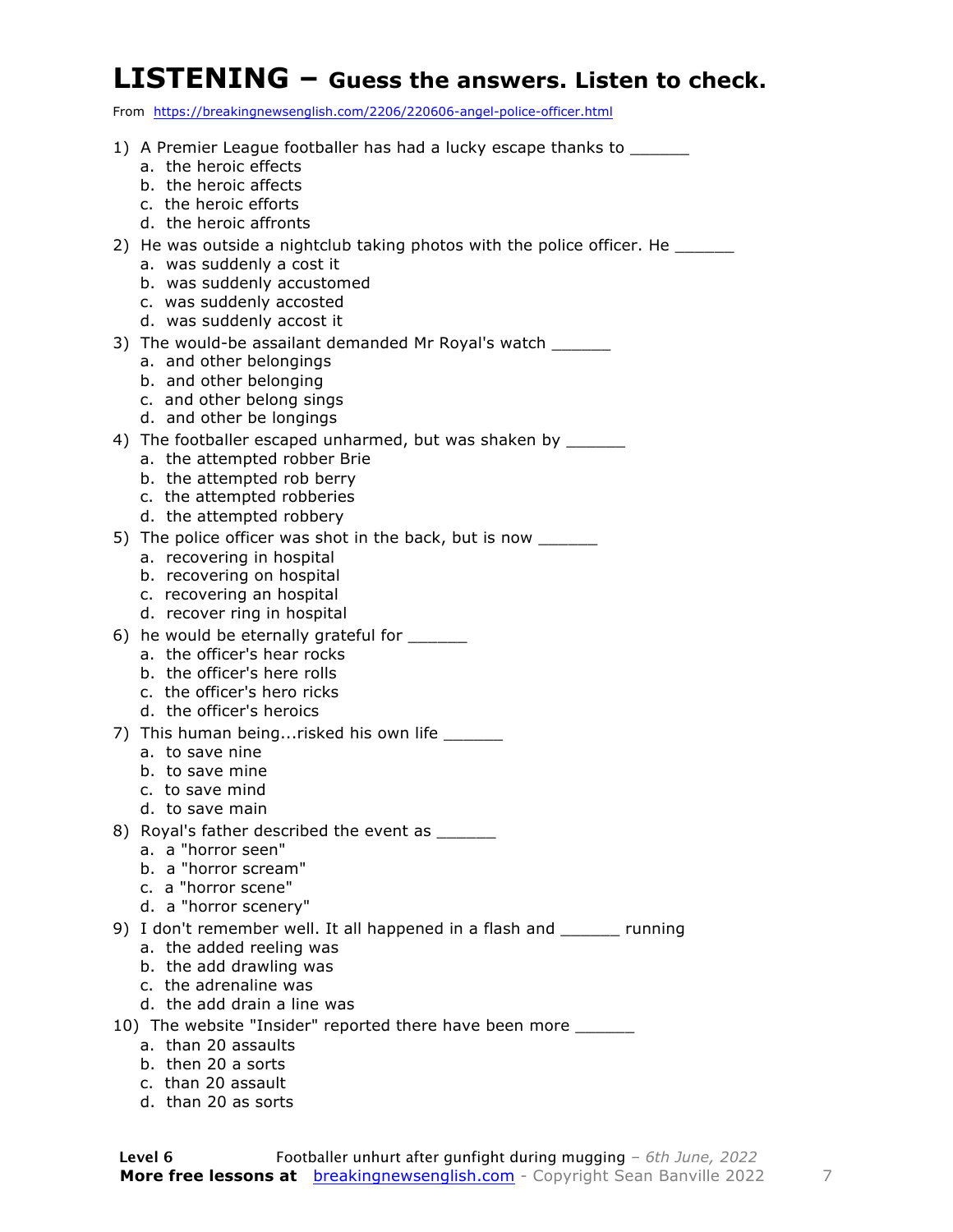# LISTENING – Guess the answers. Listen to check.

From https://breakingnewsenglish.com/2206/220606-angel-police-officer.html

1) A Premier League footballer has had a lucky escape thanks to ______
   a. the heroic effects
   b. the heroic affects
   c. the heroic efforts
   d. the heroic affronts

2) He was outside a nightclub taking photos with the police officer. He ______
   a. was suddenly a cost it
   b. was suddenly accustomed
   c. was suddenly accosted
   d. was suddenly accost it

3) The would-be assailant demanded Mr Royal's watch ______
   a. and other belongings
   b. and other belonging
   c. and other belong sings
   d. and other be longings

4) The footballer escaped unharmed, but was shaken by ______
   a. the attempted robber Brie
   b. the attempted rob berry
   c. the attempted robberies
   d. the attempted robbery

5) The police officer was shot in the back, but is now ______
   a. recovering in hospital
   b. recovering on hospital
   c. recovering an hospital
   d. recover ring in hospital

6) he would be eternally grateful for ______
   a. the officer's hear rocks
   b. the officer's here rolls
   c. the officer's hero ricks
   d. the officer's heroics

7) This human being...risked his own life ______
   a. to save nine
   b. to save mine
   c. to save mind
   d. to save main

8) Royal's father described the event as ______
   a. a "horror seen"
   b. a "horror scream"
   c. a "horror scene"
   d. a "horror scenery"

9) I don't remember well. It all happened in a flash and ______ running
   a. the added reeling was
   b. the add drawling was
   c. the adrenaline was
   d. the add drain a line was

10) The website "Insider" reported there have been more ______
   a. than 20 assaults
   b. then 20 a sorts
   c. than 20 assault
   d. than 20 as sorts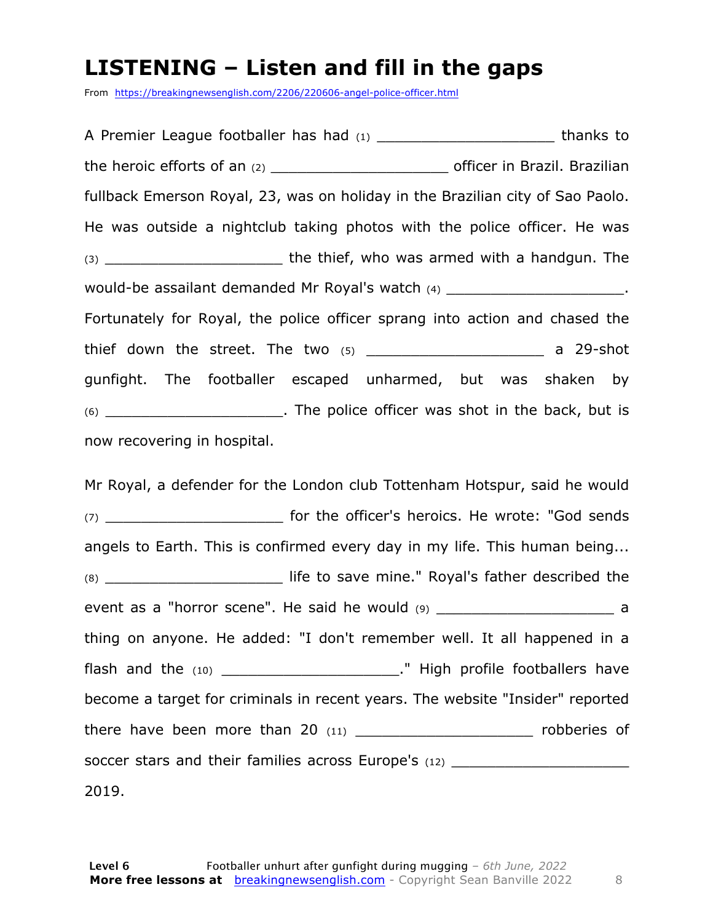# LISTENING – Listen and fill in the gaps

From https://breakingnewsenglish.com/2206/220606-angel-police-officer.html

A Premier League footballer has had (1) ____________________ thanks to the heroic efforts of an (2) ____________________ officer in Brazil. Brazilian fullback Emerson Royal, 23, was on holiday in the Brazilian city of Sao Paolo. He was outside a nightclub taking photos with the police officer. He was (3) ____________________ the thief, who was armed with a handgun. The would-be assailant demanded Mr Royal's watch (4) ____________________. Fortunately for Royal, the police officer sprang into action and chased the thief down the street. The two (5) ____________________ a 29-shot gunfight. The footballer escaped unharmed, but was shaken by (6) ____________________. The police officer was shot in the back, but is now recovering in hospital.

Mr Royal, a defender for the London club Tottenham Hotspur, said he would (7) ____________________ for the officer's heroics. He wrote: "God sends angels to Earth. This is confirmed every day in my life. This human being... (8) ____________________ life to save mine." Royal's father described the event as a "horror scene". He said he would (9) ____________________ a thing on anyone. He added: "I don't remember well. It all happened in a flash and the (10) ____________________." High profile footballers have become a target for criminals in recent years. The website "Insider" reported there have been more than 20 (11) ____________________ robberies of soccer stars and their families across Europe's (12) ____________________ 2019.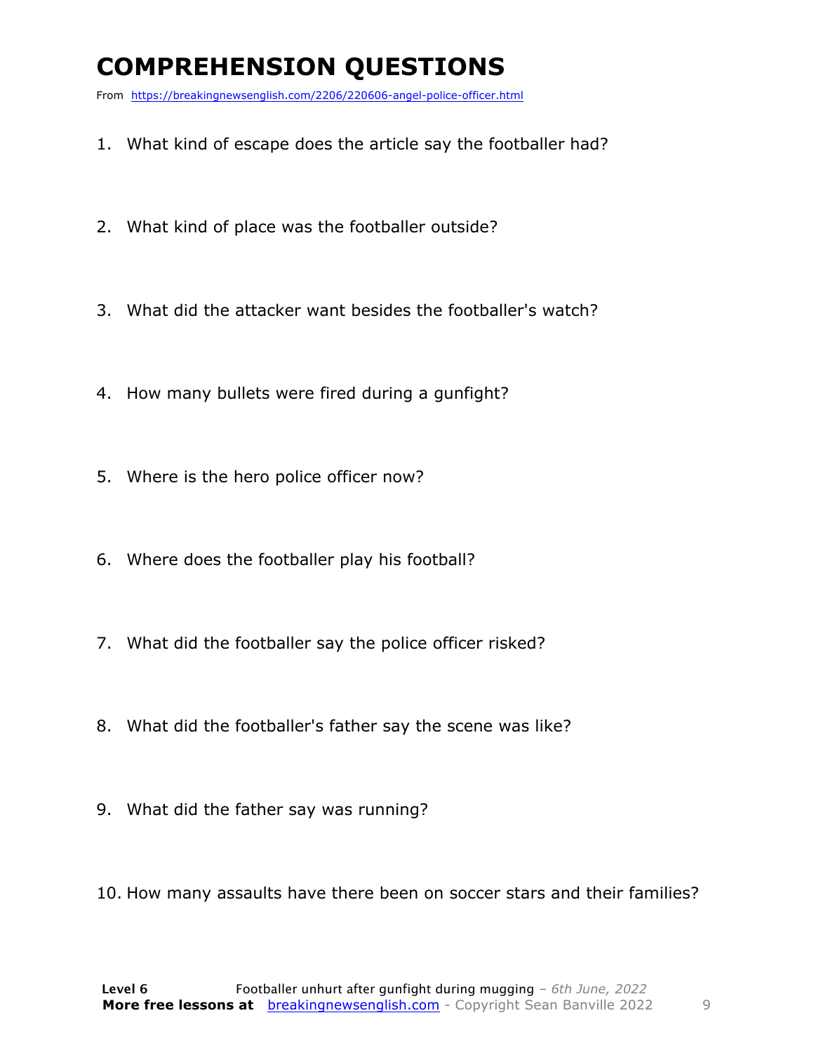# COMPREHENSION QUESTIONS

From https://breakingnewsenglish.com/2206/220606-angel-police-officer.html

1. What kind of escape does the article say the footballer had?
2. What kind of place was the footballer outside?
3. What did the attacker want besides the footballer's watch?
4. How many bullets were fired during a gunfight?
5. Where is the hero police officer now?
6. Where does the footballer play his football?
7. What did the footballer say the police officer risked?
8. What did the footballer's father say the scene was like?
9. What did the father say was running?
10. How many assaults have there been on soccer stars and their families?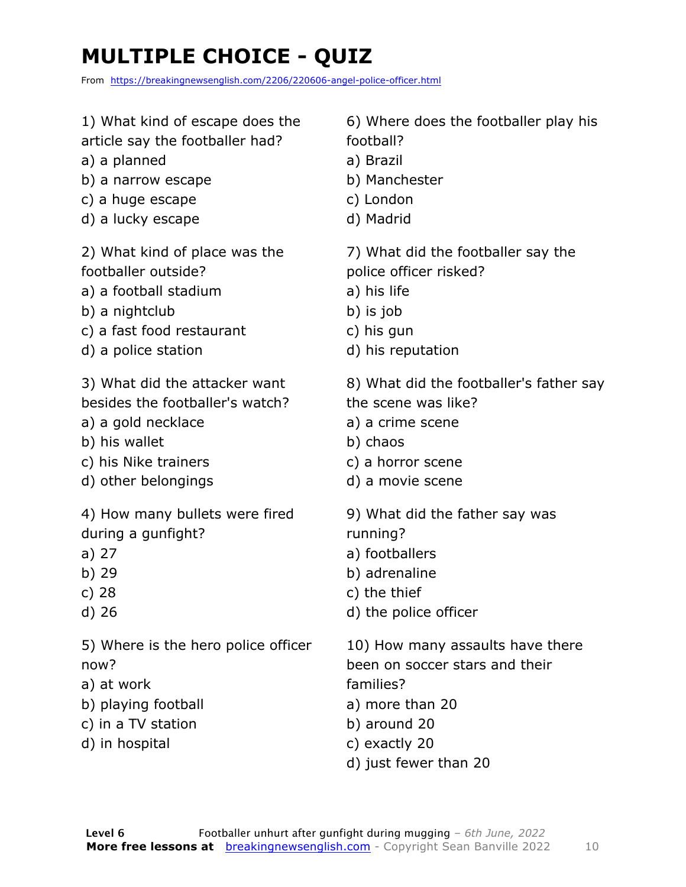# MULTIPLE CHOICE - QUIZ

From https://breakingnewsenglish.com/2206/220606-angel-police-officer.html

1) What kind of escape does the article say the footballer had?
a) a planned
b) a narrow escape
c) a huge escape
d) a lucky escape

2) What kind of place was the footballer outside?
a) a football stadium
b) a nightclub
c) a fast food restaurant
d) a police station

3) What did the attacker want besides the footballer's watch?
a) a gold necklace
b) his wallet
c) his Nike trainers
d) other belongings

4) How many bullets were fired during a gunfight?
a) 27
b) 29
c) 28
d) 26

5) Where is the hero police officer now?
a) at work
b) playing football
c) in a TV station
d) in hospital

6) Where does the footballer play his football?
a) Brazil
b) Manchester
c) London
d) Madrid

7) What did the footballer say the police officer risked?
a) his life
b) is job
c) his gun
d) his reputation

8) What did the footballer's father say the scene was like?
a) a crime scene
b) chaos
c) a horror scene
d) a movie scene

9) What did the father say was running?
a) footballers
b) adrenaline
c) the thief
d) the police officer

10) How many assaults have there been on soccer stars and their families?
a) more than 20
b) around 20
c) exactly 20
d) just fewer than 20

**Level 6** Footballer unhurt after gunfight during mugging – *6th June, 2022*
**More free lessons at** breakingnewsenglish.com - Copyright Sean Banville 2022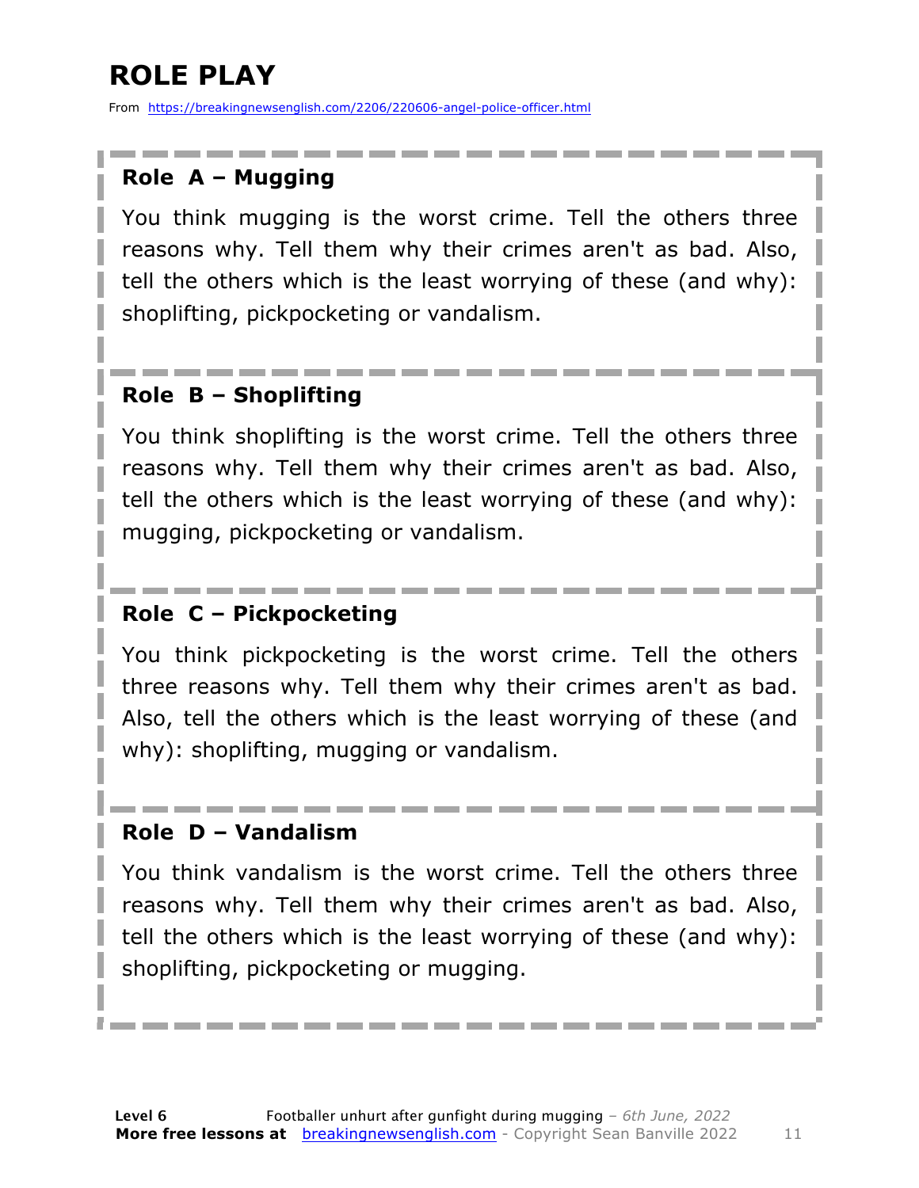# ROLE PLAY

From https://breakingnewsenglish.com/2206/220606-angel-police-officer.html

### Role A – Mugging

You think mugging is the worst crime. Tell the others three reasons why. Tell them why their crimes aren't as bad. Also, tell the others which is the least worrying of these (and why): shoplifting, pickpocketing or vandalism.

### Role B – Shoplifting

You think shoplifting is the worst crime. Tell the others three reasons why. Tell them why their crimes aren't as bad. Also, tell the others which is the least worrying of these (and why): mugging, pickpocketing or vandalism.

### Role C – Pickpocketing

You think pickpocketing is the worst crime. Tell the others three reasons why. Tell them why their crimes aren't as bad. Also, tell the others which is the least worrying of these (and why): shoplifting, mugging or vandalism.

### Role D – Vandalism

You think vandalism is the worst crime. Tell the others three reasons why. Tell them why their crimes aren't as bad. Also, tell the others which is the least worrying of these (and why): shoplifting, pickpocketing or mugging.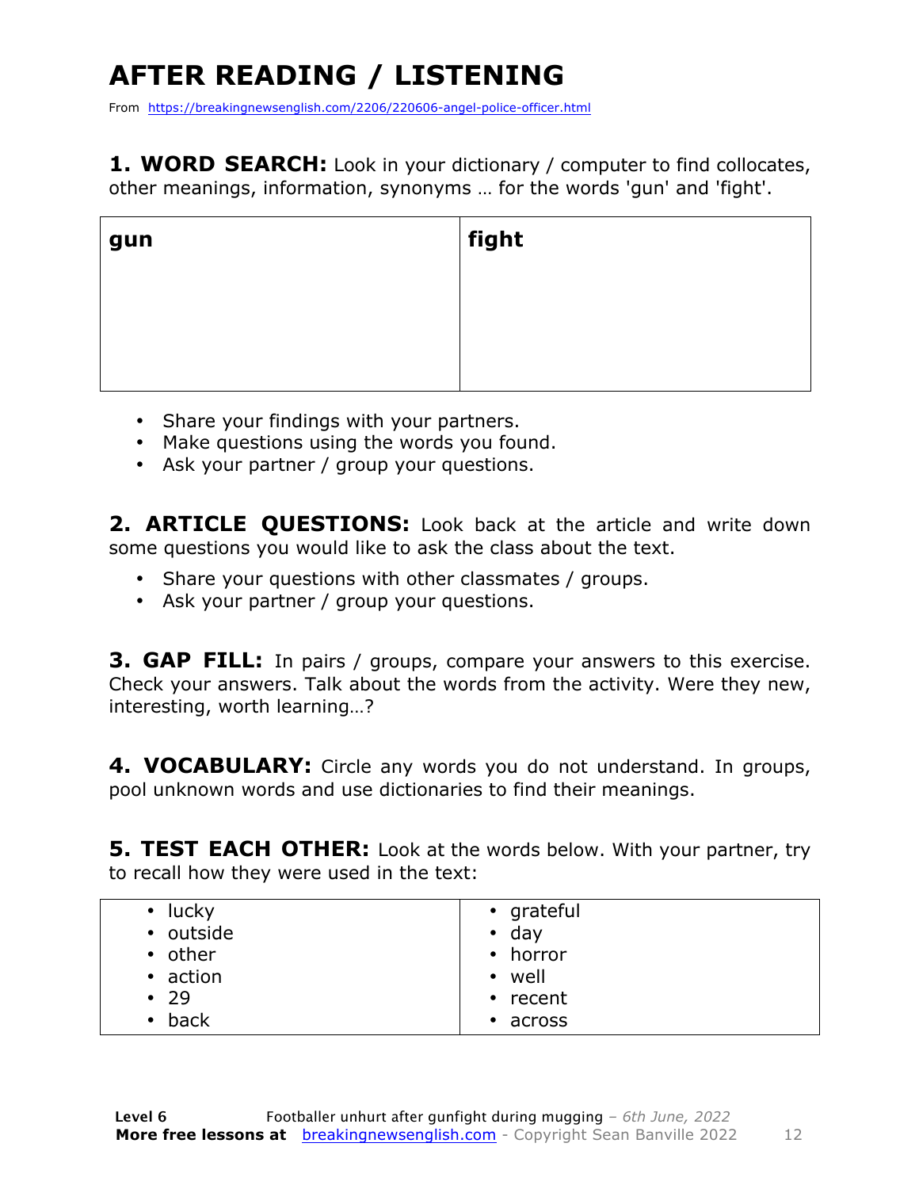# AFTER READING / LISTENING

From https://breakingnewsenglish.com/2206/220606-angel-police-officer.html

**1. WORD SEARCH:** Look in your dictionary / computer to find collocates, other meanings, information, synonyms … for the words 'gun' and 'fight'.

| gun | fight |
|---|---|
| | |

- Share your findings with your partners.
- Make questions using the words you found.
- Ask your partner / group your questions.

**2. ARTICLE QUESTIONS:** Look back at the article and write down some questions you would like to ask the class about the text.

- Share your questions with other classmates / groups.
- Ask your partner / group your questions.

**3. GAP FILL:** In pairs / groups, compare your answers to this exercise. Check your answers. Talk about the words from the activity. Were they new, interesting, worth learning…?

**4. VOCABULARY:** Circle any words you do not understand. In groups, pool unknown words and use dictionaries to find their meanings.

**5. TEST EACH OTHER:** Look at the words below. With your partner, try to recall how they were used in the text:

| | |
|---|---|
| • lucky<br>• outside<br>• other<br>• action<br>• 29<br>• back | • grateful<br>• day<br>• horror<br>• well<br>• recent<br>• across |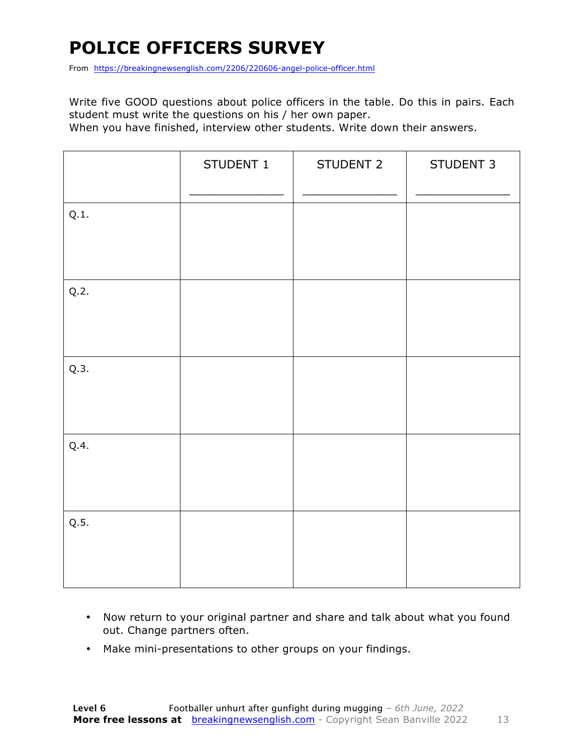# POLICE OFFICERS SURVEY

From https://breakingnewsenglish.com/2206/220606-angel-police-officer.html

Write five GOOD questions about police officers in the table. Do this in pairs. Each student must write the questions on his / her own paper.
When you have finished, interview other students. Write down their answers.

| | STUDENT 1<br>_____________ | STUDENT 2<br>_____________ | STUDENT 3<br>_____________ |
|---|---|---|---|
| Q.1. | | | |
| Q.2. | | | |
| Q.3. | | | |
| Q.4. | | | |
| Q.5. | | | |

- Now return to your original partner and share and talk about what you found out. Change partners often.
- Make mini-presentations to other groups on your findings.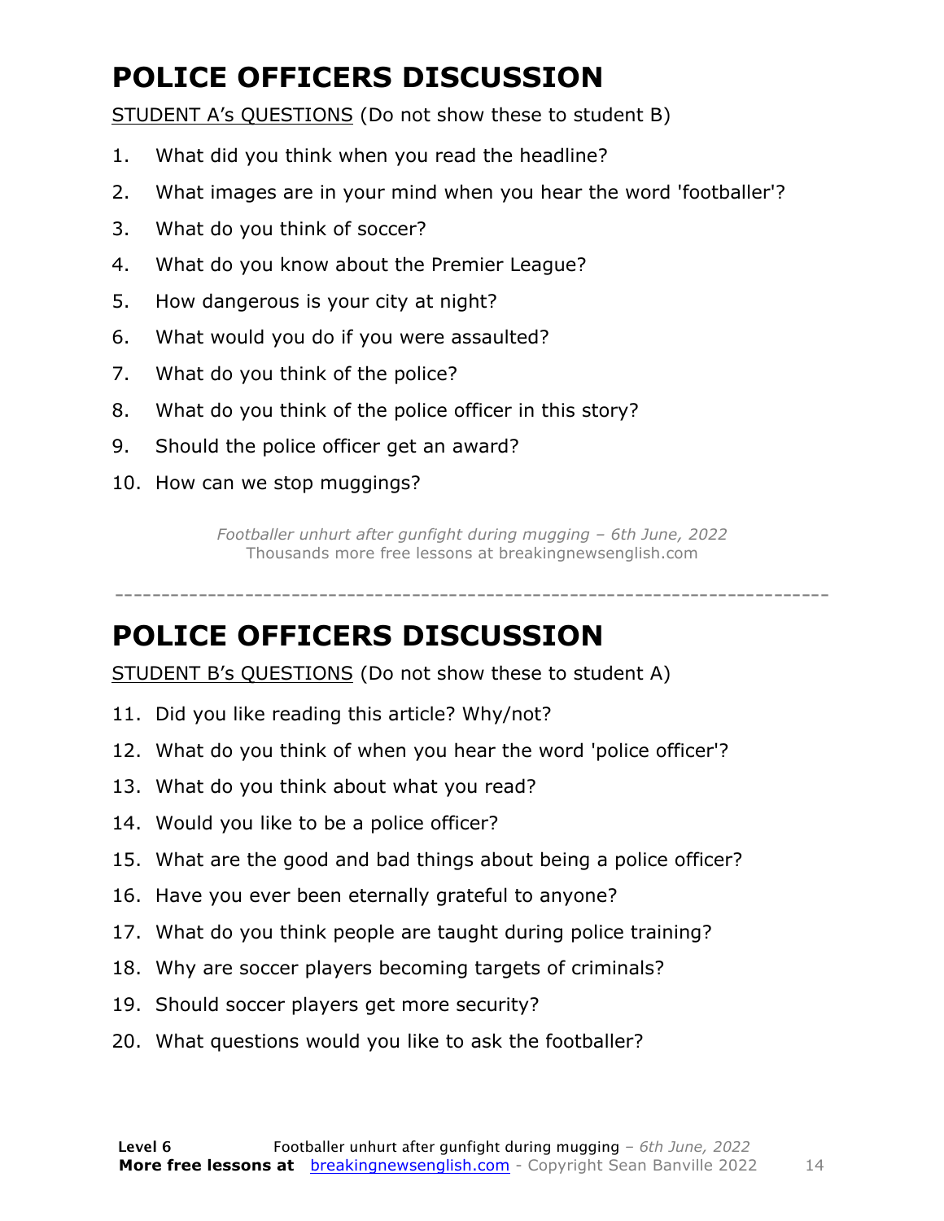# POLICE OFFICERS DISCUSSION

STUDENT A's QUESTIONS (Do not show these to student B)

1. What did you think when you read the headline?
2. What images are in your mind when you hear the word 'footballer'?
3. What do you think of soccer?
4. What do you know about the Premier League?
5. How dangerous is your city at night?
6. What would you do if you were assaulted?
7. What do you think of the police?
8. What do you think of the police officer in this story?
9. Should the police officer get an award?
10. How can we stop muggings?

*Footballer unhurt after gunfight during mugging – 6th June, 2022*
Thousands more free lessons at breakingnewsenglish.com

---

# POLICE OFFICERS DISCUSSION

STUDENT B's QUESTIONS (Do not show these to student A)

11. Did you like reading this article? Why/not?
12. What do you think of when you hear the word 'police officer'?
13. What do you think about what you read?
14. Would you like to be a police officer?
15. What are the good and bad things about being a police officer?
16. Have you ever been eternally grateful to anyone?
17. What do you think people are taught during police training?
18. Why are soccer players becoming targets of criminals?
19. Should soccer players get more security?
20. What questions would you like to ask the footballer?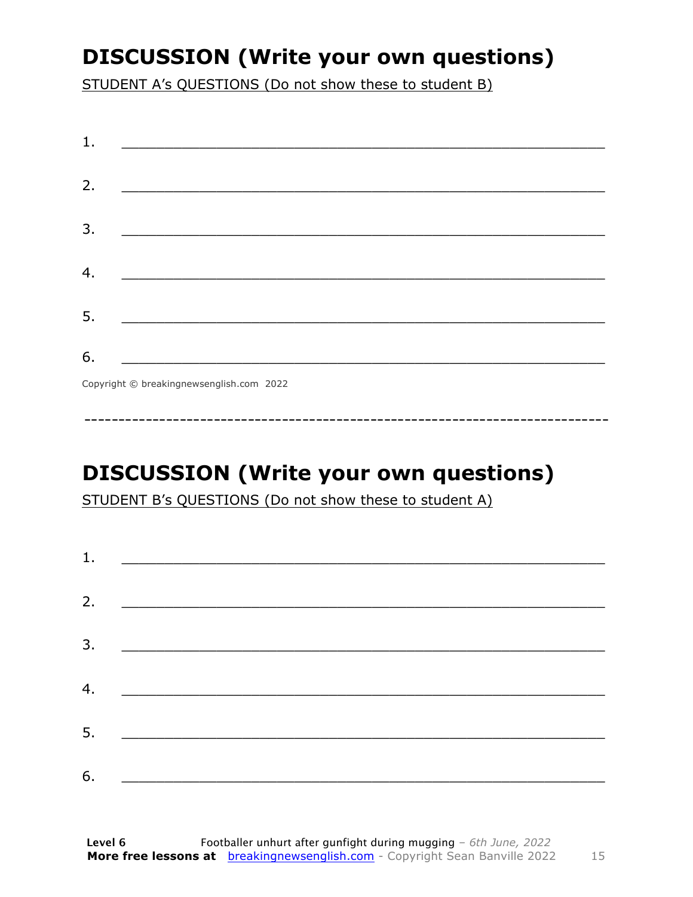# DISCUSSION (Write your own questions)

STUDENT A's QUESTIONS (Do not show these to student B)

1. ___________________________________________________________

2. ___________________________________________________________

3. ___________________________________________________________

4. ___________________________________________________________

5. ___________________________________________________________

6. ___________________________________________________________

Copyright © breakingnewsenglish.com 2022

---

# DISCUSSION (Write your own questions)

STUDENT B's QUESTIONS (Do not show these to student A)

1. ___________________________________________________________

2. ___________________________________________________________

3. ___________________________________________________________

4. ___________________________________________________________

5. ___________________________________________________________

6. ___________________________________________________________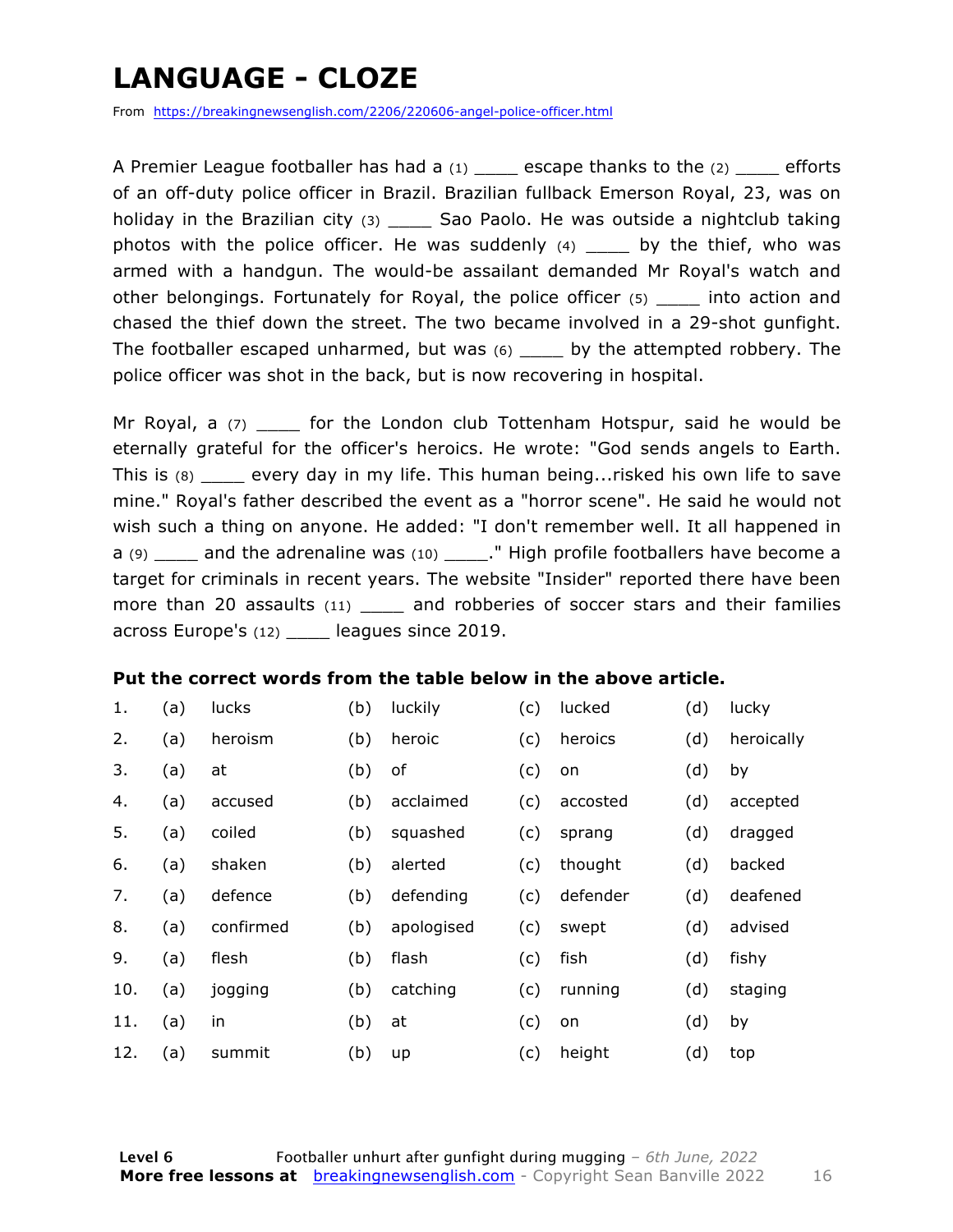# LANGUAGE - CLOZE

From https://breakingnewsenglish.com/2206/220606-angel-police-officer.html

A Premier League footballer has had a (1) ____ escape thanks to the (2) ____ efforts of an off-duty police officer in Brazil. Brazilian fullback Emerson Royal, 23, was on holiday in the Brazilian city (3) ____ Sao Paolo. He was outside a nightclub taking photos with the police officer. He was suddenly (4) ____ by the thief, who was armed with a handgun. The would-be assailant demanded Mr Royal's watch and other belongings. Fortunately for Royal, the police officer (5) ____ into action and chased the thief down the street. The two became involved in a 29-shot gunfight. The footballer escaped unharmed, but was (6) ____ by the attempted robbery. The police officer was shot in the back, but is now recovering in hospital.

Mr Royal, a (7) ____ for the London club Tottenham Hotspur, said he would be eternally grateful for the officer's heroics. He wrote: "God sends angels to Earth. This is (8) ____ every day in my life. This human being...risked his own life to save mine." Royal's father described the event as a "horror scene". He said he would not wish such a thing on anyone. He added: "I don't remember well. It all happened in a (9) ____ and the adrenaline was (10) ____." High profile footballers have become a target for criminals in recent years. The website "Insider" reported there have been more than 20 assaults (11) ____ and robberies of soccer stars and their families across Europe's (12) ____ leagues since 2019.

**Put the correct words from the table below in the above article.**

| | | | | | | | | |
|---|---|---|---|---|---|---|---|---|
| 1. | (a) | lucks | (b) | luckily | (c) | lucked | (d) | lucky |
| 2. | (a) | heroism | (b) | heroic | (c) | heroics | (d) | heroically |
| 3. | (a) | at | (b) | of | (c) | on | (d) | by |
| 4. | (a) | accused | (b) | acclaimed | (c) | accosted | (d) | accepted |
| 5. | (a) | coiled | (b) | squashed | (c) | sprang | (d) | dragged |
| 6. | (a) | shaken | (b) | alerted | (c) | thought | (d) | backed |
| 7. | (a) | defence | (b) | defending | (c) | defender | (d) | deafened |
| 8. | (a) | confirmed | (b) | apologised | (c) | swept | (d) | advised |
| 9. | (a) | flesh | (b) | flash | (c) | fish | (d) | fishy |
| 10. | (a) | jogging | (b) | catching | (c) | running | (d) | staging |
| 11. | (a) | in | (b) | at | (c) | on | (d) | by |
| 12. | (a) | summit | (b) | up | (c) | height | (d) | top |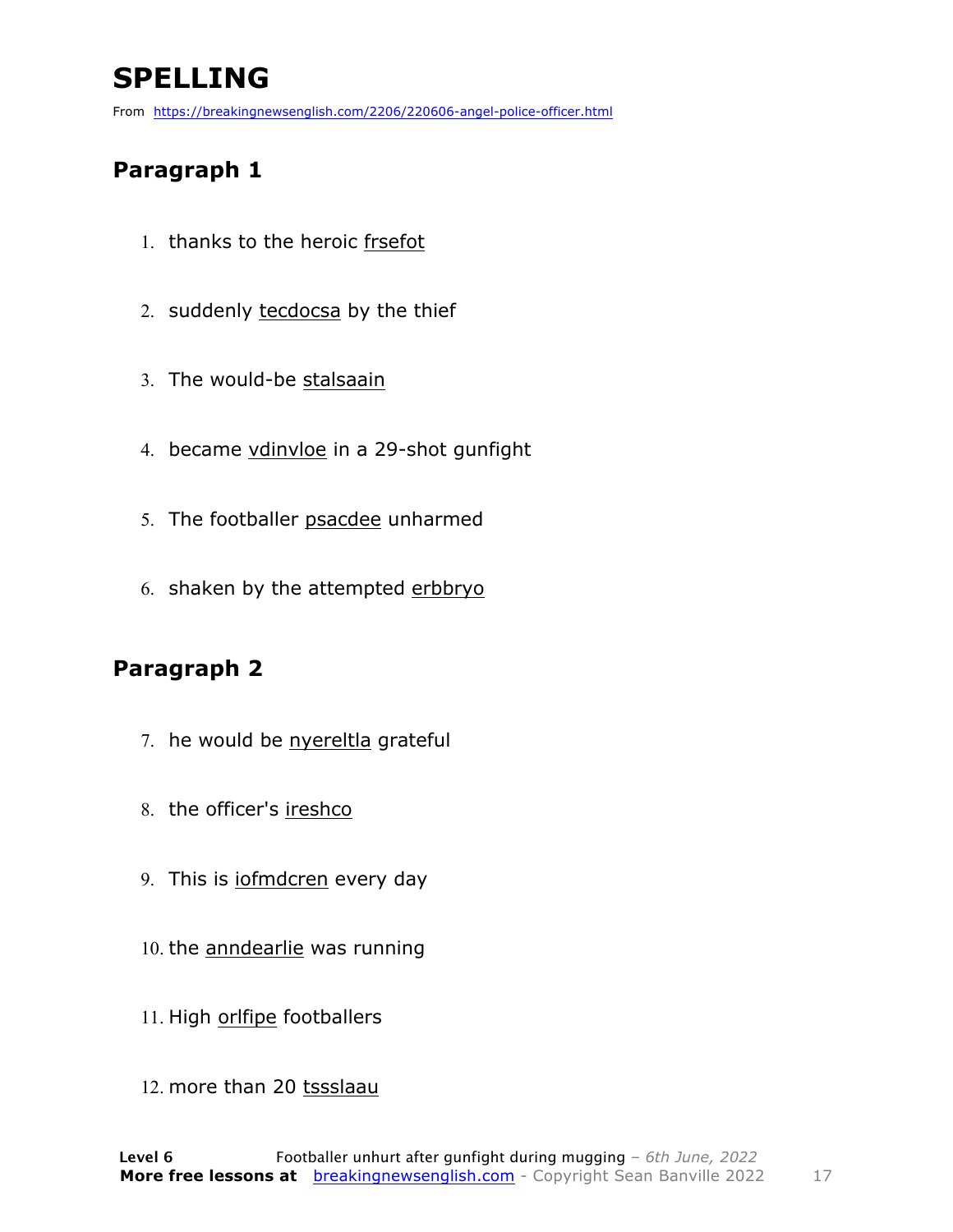# SPELLING

From https://breakingnewsenglish.com/2206/220606-angel-police-officer.html

## Paragraph 1

1. thanks to the heroic frsefot
2. suddenly tecdocsa by the thief
3. The would-be stalsaain
4. became vdinvloe in a 29-shot gunfight
5. The footballer psacdee unharmed
6. shaken by the attempted erbbryo

## Paragraph 2

7. he would be nyereltla grateful
8. the officer's ireshco
9. This is iofmdcren every day
10. the anndearlie was running
11. High orlfipe footballers
12. more than 20 tssslaau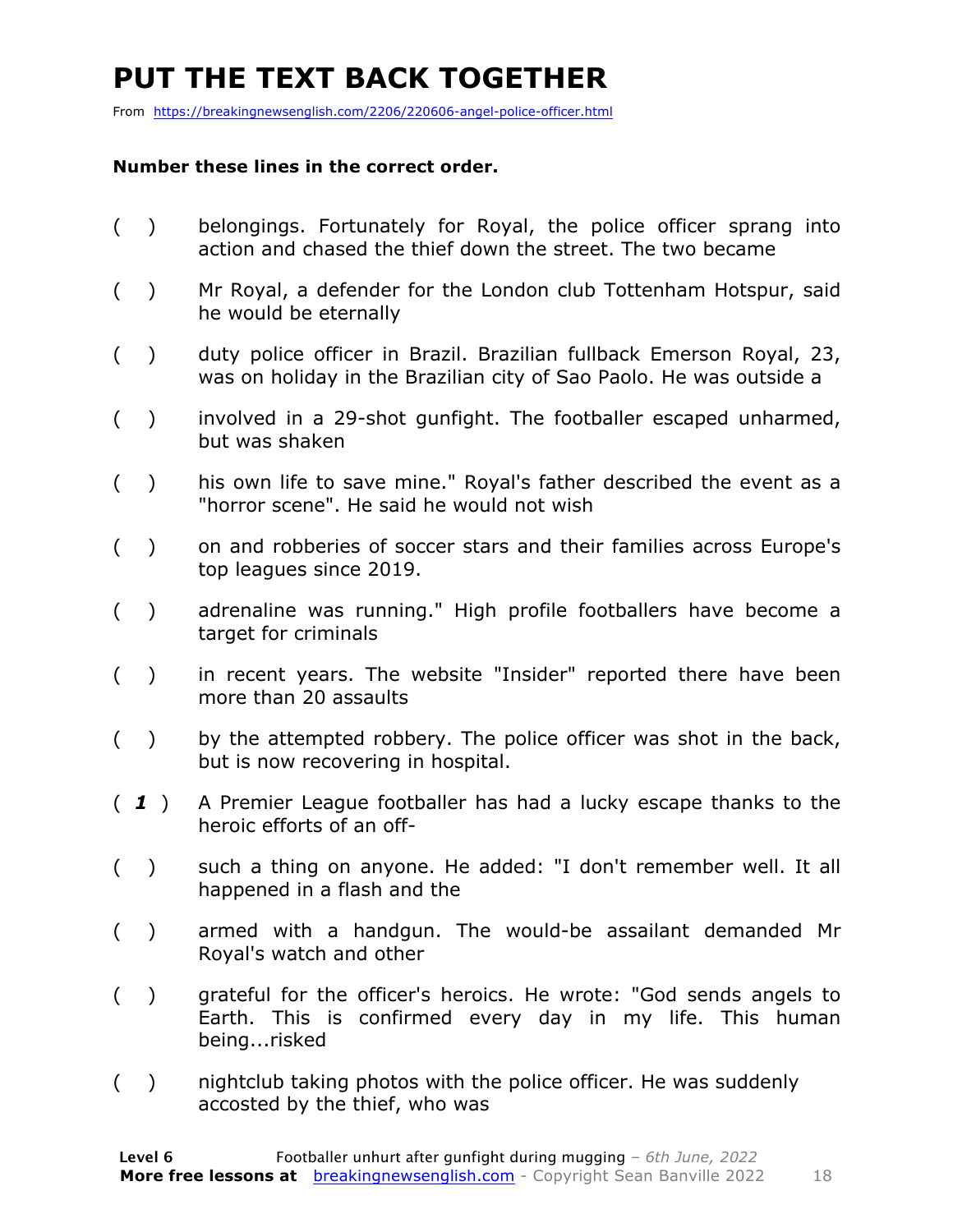# PUT THE TEXT BACK TOGETHER

From https://breakingnewsenglish.com/2206/220606-angel-police-officer.html

**Number these lines in the correct order.**

( ) belongings. Fortunately for Royal, the police officer sprang into action and chased the thief down the street. The two became

( ) Mr Royal, a defender for the London club Tottenham Hotspur, said he would be eternally

( ) duty police officer in Brazil. Brazilian fullback Emerson Royal, 23, was on holiday in the Brazilian city of Sao Paolo. He was outside a

( ) involved in a 29-shot gunfight. The footballer escaped unharmed, but was shaken

( ) his own life to save mine." Royal's father described the event as a "horror scene". He said he would not wish

( ) on and robberies of soccer stars and their families across Europe's top leagues since 2019.

( ) adrenaline was running." High profile footballers have become a target for criminals

( ) in recent years. The website "Insider" reported there have been more than 20 assaults

( ) by the attempted robbery. The police officer was shot in the back, but is now recovering in hospital.

( ***1*** ) A Premier League footballer has had a lucky escape thanks to the heroic efforts of an off-

( ) such a thing on anyone. He added: "I don't remember well. It all happened in a flash and the

( ) armed with a handgun. The would-be assailant demanded Mr Royal's watch and other

( ) grateful for the officer's heroics. He wrote: "God sends angels to Earth. This is confirmed every day in my life. This human being...risked

( ) nightclub taking photos with the police officer. He was suddenly accosted by the thief, who was

**Level 6** Footballer unhurt after gunfight during mugging – *6th June, 2022*
**More free lessons at** breakingnewsenglish.com - Copyright Sean Banville 2022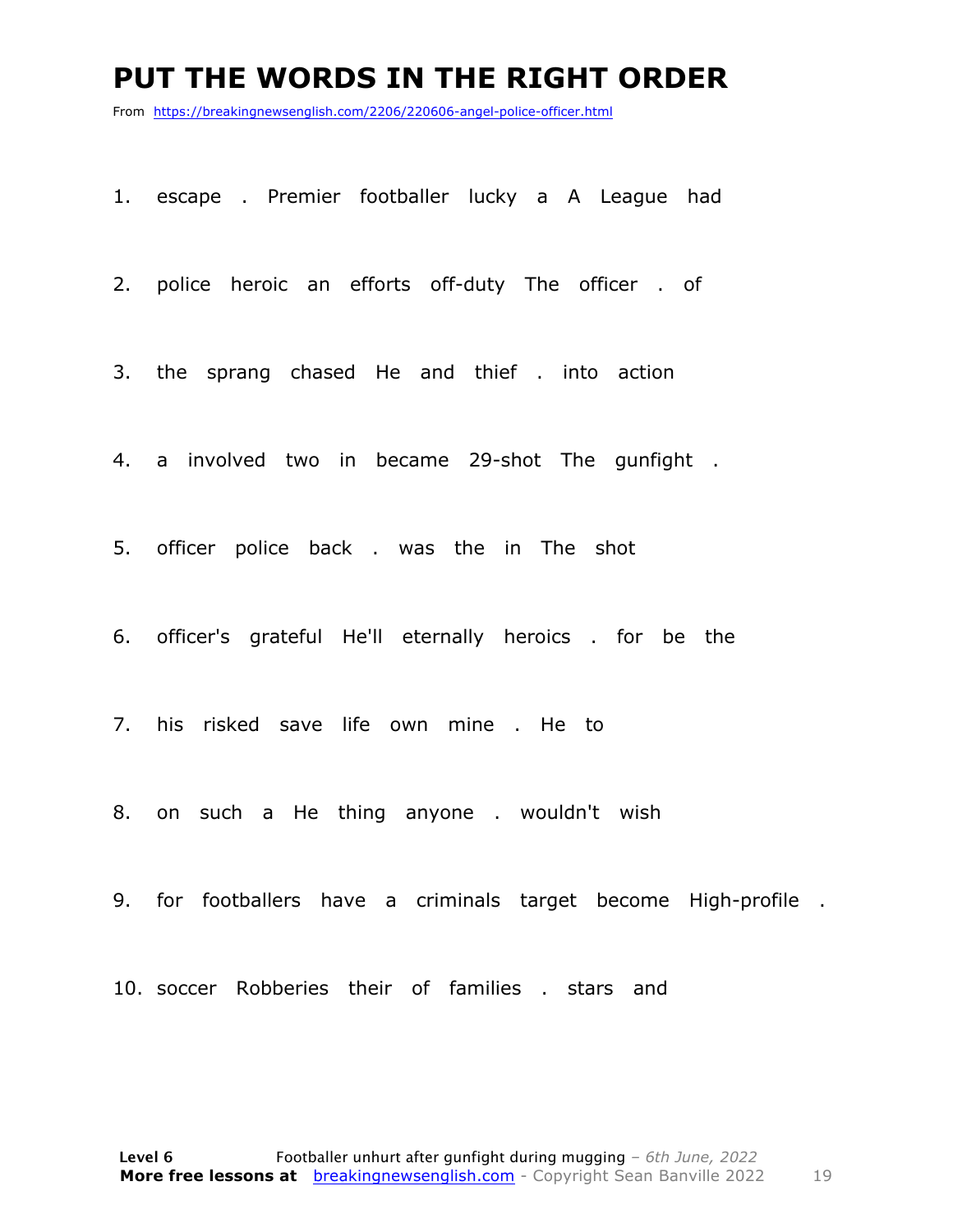# PUT THE WORDS IN THE RIGHT ORDER

From https://breakingnewsenglish.com/2206/220606-angel-police-officer.html

1. escape . Premier footballer lucky a A League had
2. police heroic an efforts off-duty The officer . of
3. the sprang chased He and thief . into action
4. a involved two in became 29-shot The gunfight .
5. officer police back . was the in The shot
6. officer's grateful He'll eternally heroics . for be the
7. his risked save life own mine . He to
8. on such a He thing anyone . wouldn't wish
9. for footballers have a criminals target become High-profile .
10. soccer Robberies their of families . stars and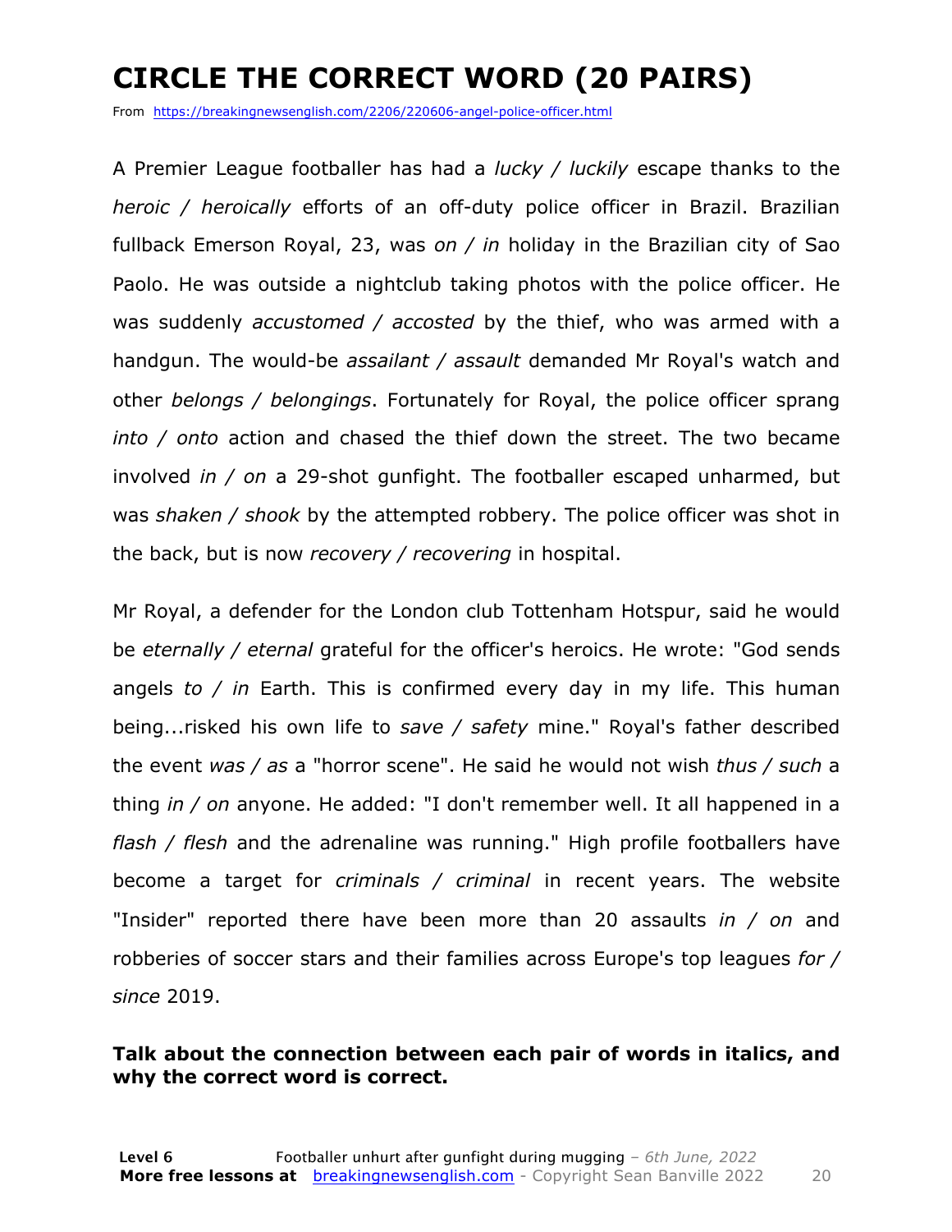# CIRCLE THE CORRECT WORD (20 PAIRS)

From https://breakingnewsenglish.com/2206/220606-angel-police-officer.html

A Premier League footballer has had a *lucky / luckily* escape thanks to the *heroic / heroically* efforts of an off-duty police officer in Brazil. Brazilian fullback Emerson Royal, 23, was *on / in* holiday in the Brazilian city of Sao Paolo. He was outside a nightclub taking photos with the police officer. He was suddenly *accustomed / accosted* by the thief, who was armed with a handgun. The would-be *assailant / assault* demanded Mr Royal's watch and other *belongs / belongings*. Fortunately for Royal, the police officer sprang *into / onto* action and chased the thief down the street. The two became involved *in / on* a 29-shot gunfight. The footballer escaped unharmed, but was *shaken / shook* by the attempted robbery. The police officer was shot in the back, but is now *recovery / recovering* in hospital.

Mr Royal, a defender for the London club Tottenham Hotspur, said he would be *eternally / eternal* grateful for the officer's heroics. He wrote: "God sends angels *to / in* Earth. This is confirmed every day in my life. This human being...risked his own life to *save / safety* mine." Royal's father described the event *was / as* a "horror scene". He said he would not wish *thus / such* a thing *in / on* anyone. He added: "I don't remember well. It all happened in a *flash / flesh* and the adrenaline was running." High profile footballers have become a target for *criminals / criminal* in recent years. The website "Insider" reported there have been more than 20 assaults *in / on* and robberies of soccer stars and their families across Europe's top leagues *for / since* 2019.

**Talk about the connection between each pair of words in italics, and why the correct word is correct.**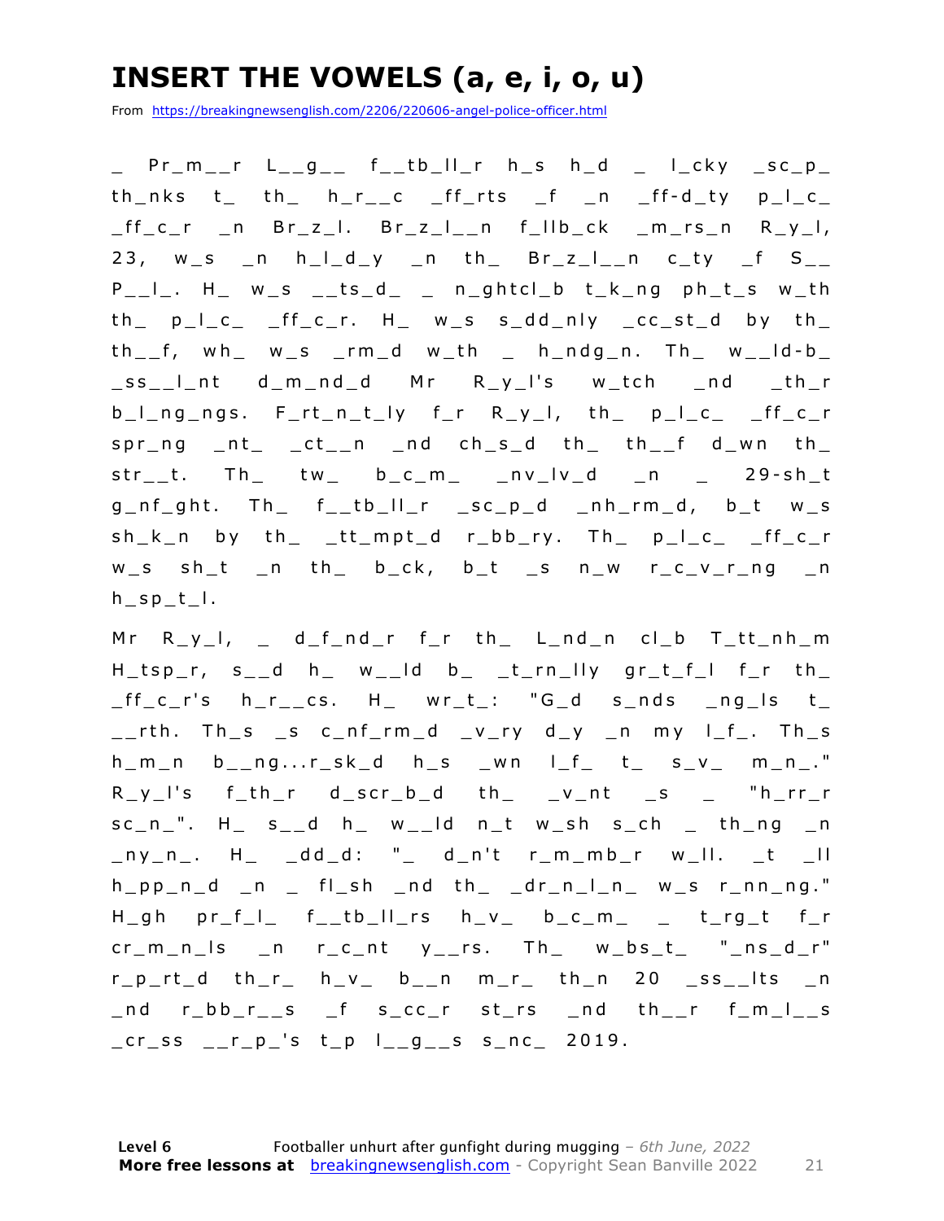# INSERT THE VOWELS (a, e, i, o, u)

From https://breakingnewsenglish.com/2206/220606-angel-police-officer.html

_ Pr_m__r L__g__ f__tb_ll_r h_s h_d _ l_cky _sc_p_ th_nks t_ th_ h_r__c _ff_rts _f _n _ff-d_ty p_l_c_ _ff_c_r _n Br_z_l. Br_z_l__n f_llb_ck _m_rs_n R_y_l, 23, w_s _n h_l_d_y _n th_ Br_z_l__n c_ty _f S__ P__l_. H_ w_s __ts_d_ _ n_ghtcl_b t_k_ng ph_t_s w_th th_ p_l_c_ _ff_c_r. H_ w_s s_dd_nly _cc_st_d by th_ th__f, wh_ w_s _rm_d w_th _ h_ndg_n. Th_ w__ld-b_ _ss__l_nt d_m_nd_d Mr R_y_l's w_tch _nd _th_r b_l_ng_ngs. F_rt_n_t_ly f_r R_y_l, th_ p_l_c_ _ff_c_r spr_ng _nt_ _ct__n _nd ch_s_d th_ th__f d_wn th_ str__t. Th_ tw_ b_c_m_ _nv_lv_d _n _ 29-sh_t g_nf_ght. Th_ f__tb_ll_r _sc_p_d _nh_rm_d, b_t w_s sh_k_n by th_ _tt_mpt_d r_bb_ry. Th_ p_l_c_ _ff_c_r w_s sh_t _n th_ b_ck, b_t _s n_w r_c_v_r_ng _n h_sp_t_l.

Mr R_y_l, _ d_f_nd_r f_r th_ L_nd_n cl_b T_tt_nh_m H_tsp_r, s__d h_ w__ld b_ _t_rn_lly gr_t_f_l f_r th_ _ff_c_r's h_r__cs. H_ wr_t_: "G_d s_nds _ng_ls t_ __rth. Th_s _s c_nf_rm_d _v_ry d_y _n my l_f_. Th_s h_m_n b__ng...r_sk_d h_s _wn l_f_ t_ s_v_ m_n_." R_y_l's f_th_r d_scr_b_d th_ _v_nt _s _ "h_rr_r sc_n_". H_ s__d h_ w__ld n_t w_sh s_ch _ th_ng _n _ny_n_. H_ _dd_d: "_ d_n't r_m_mb_r w_ll. _t _ll h_pp_n_d _n _ fl_sh _nd th_ _dr_n_l_n_ w_s r_nn_ng." H_gh pr_f_l_ f__tb_ll_rs h_v_ b_c_m_ _ t_rg_t f_r cr_m_n_ls _n r_c_nt y__rs. Th_ w_bs_t_ "_ns_d_r" r_p_rt_d th_r_ h_v_ b__n m_r_ th_n 20 _ss__lts _n _nd r_bb_r__s _f s_cc_r st_rs _nd th__r f_m_l__s _cr_ss __r_p_'s t_p l__g__s s_nc_ 2019.

**Level 6** Footballer unhurt after gunfight during mugging – *6th June, 2022*
**More free lessons at** breakingnewsenglish.com - Copyright Sean Banville 2022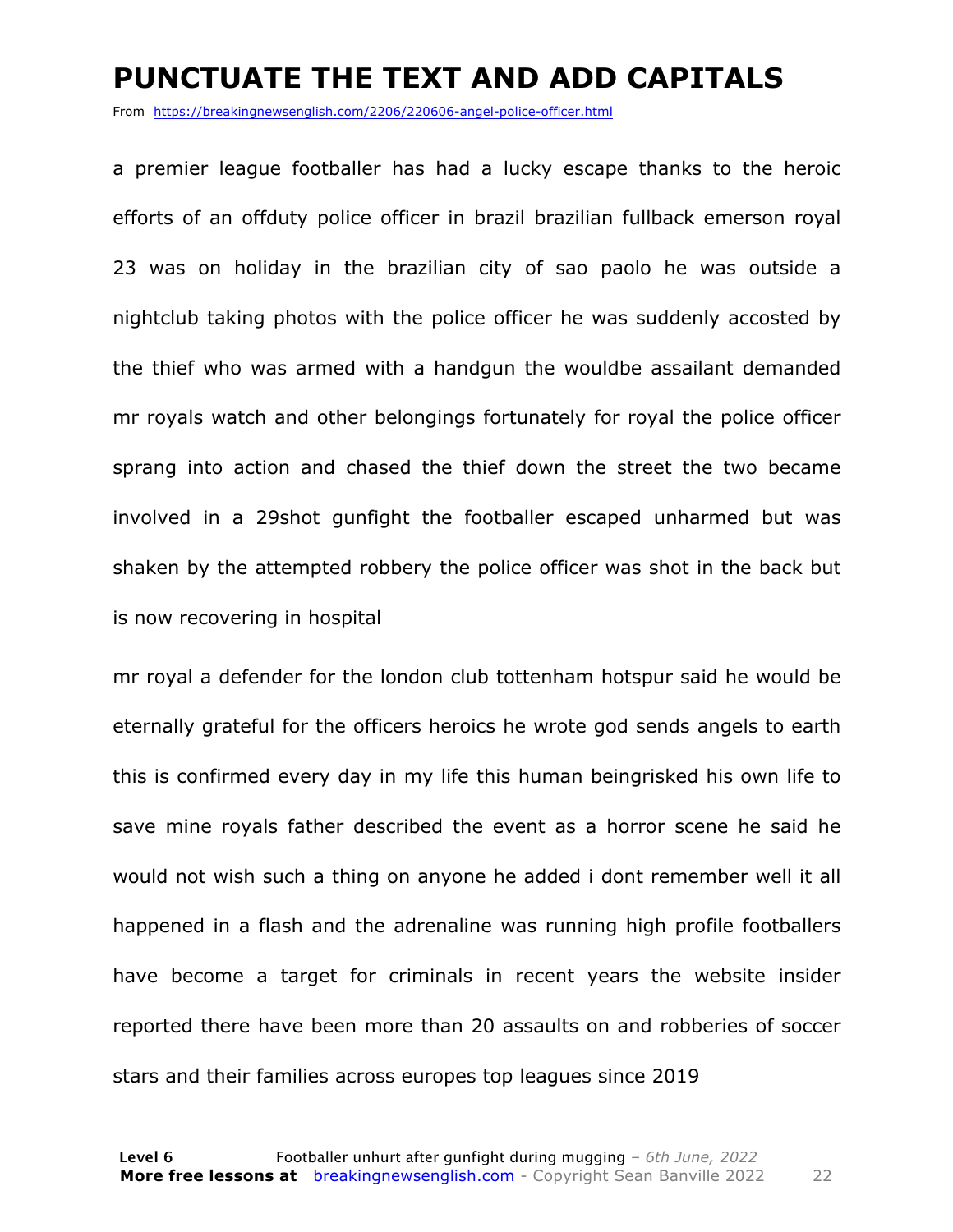# PUNCTUATE THE TEXT AND ADD CAPITALS

From https://breakingnewsenglish.com/2206/220606-angel-police-officer.html

a premier league footballer has had a lucky escape thanks to the heroic efforts of an offduty police officer in brazil brazilian fullback emerson royal 23 was on holiday in the brazilian city of sao paolo he was outside a nightclub taking photos with the police officer he was suddenly accosted by the thief who was armed with a handgun the wouldbe assailant demanded mr royals watch and other belongings fortunately for royal the police officer sprang into action and chased the thief down the street the two became involved in a 29shot gunfight the footballer escaped unharmed but was shaken by the attempted robbery the police officer was shot in the back but is now recovering in hospital

mr royal a defender for the london club tottenham hotspur said he would be eternally grateful for the officers heroics he wrote god sends angels to earth this is confirmed every day in my life this human beingrisked his own life to save mine royals father described the event as a horror scene he said he would not wish such a thing on anyone he added i dont remember well it all happened in a flash and the adrenaline was running high profile footballers have become a target for criminals in recent years the website insider reported there have been more than 20 assaults on and robberies of soccer stars and their families across europes top leagues since 2019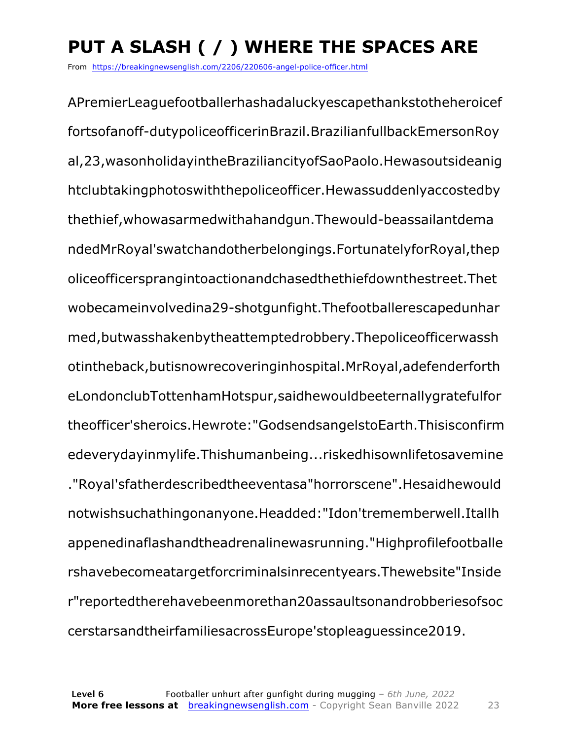# PUT A SLASH ( / ) WHERE THE SPACES ARE

From https://breakingnewsenglish.com/2206/220606-angel-police-officer.html

APremierLeaguefootballerhashadaluckyescapethankstotheheroicef
fortsofanoff-dutypoliceofficerinBrazil.BrazilianfullbackEmersonRoy
al,23,wasonholidayintheBraziliancityofSaoPaolo.Hewasoutsideanig
htclubtakingphotoswiththepoliceofficer.Hewassuddenlyaccostedby
thethief,whowasarmedwithahandgun.Thewould-beassailantdema
ndedMrRoyal'swatchandotherbelongings.FortunatelyforRoyal,thep
oliceofficersprangintoactionandchasedthethiefdownthestreet.Thet
wobecameinvolvedina29-shotgunfight.Thefootballerescapedunhar
med,butwasshakenbytheattemptedrobbery.Thepoliceofficerwassh
otintheback,butisnowrecoveringinhospital.MrRoyal,adefenderforth
eLondonclubTottenhamHotspur,saidhewouldbeeternallygratefulfor
theofficer'sheroics.Hewrote:"GodsendsangelstoEarth.Thisisconfirm
edeverydayinmylife.Thishumanbeing...riskedhisownlifetosavemine
."Royal'sfatherdescribedtheeventasa"horrorscene".Hesaidhewould
notwishsuchathingonanyone.Headded:"Idon'trememberwell.Itallh
appenedinaflashandtheadrenalinewasrunning."Highprofilefootballe
rshavebecomeatargetforcriminalsinrecentyears.Thewebsite"Inside
r"reportedtherehavebeenmorethan20assaultsonandrobberiesofsoc
cerstarsandtheirfamiliesacrossEurope'stopleaguessince2019.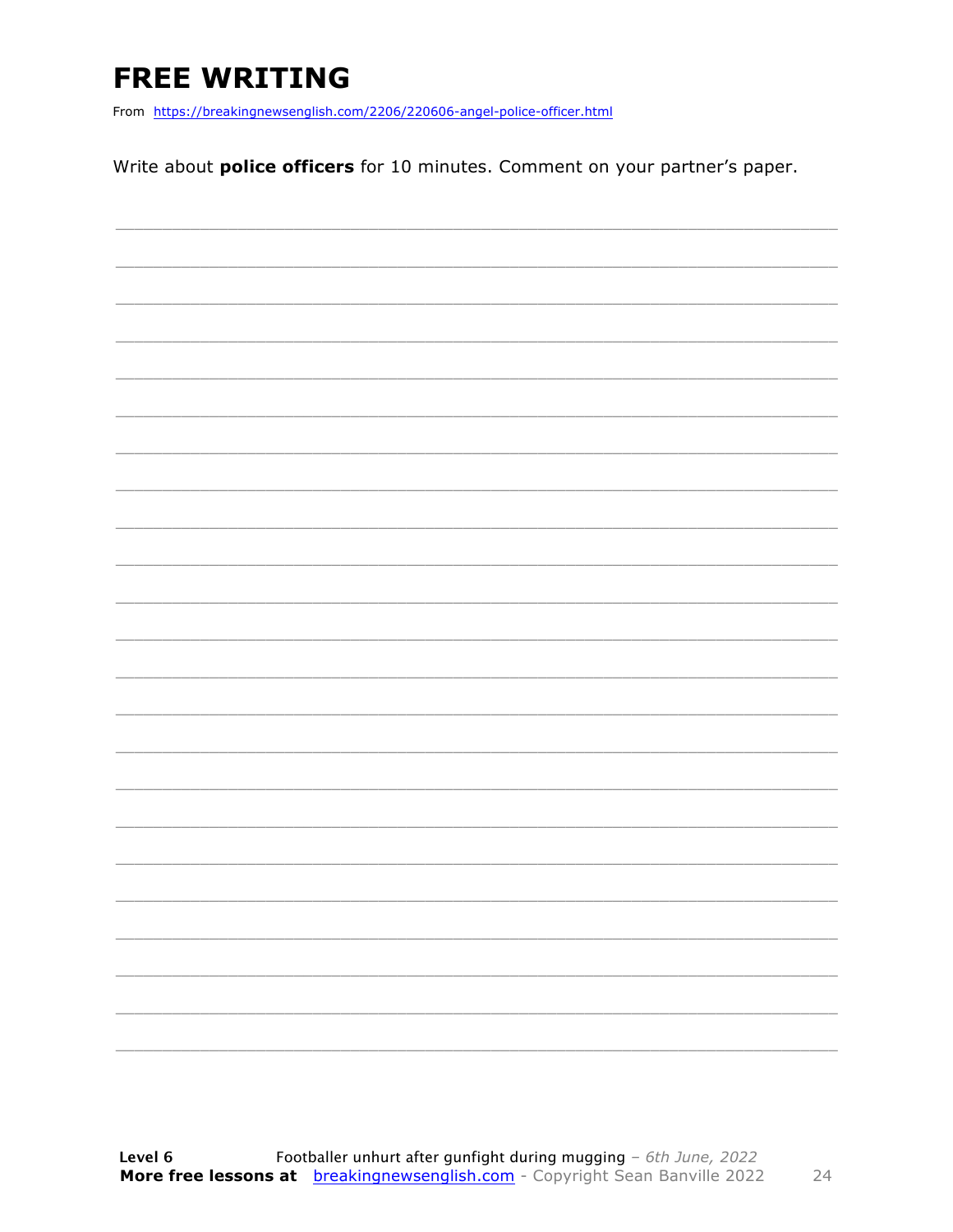# FREE WRITING

From https://breakingnewsenglish.com/2206/220606-angel-police-officer.html

Write about **police officers** for 10 minutes. Comment on your partner's paper.

___________________________________________________________________________

___________________________________________________________________________

___________________________________________________________________________

___________________________________________________________________________

___________________________________________________________________________

___________________________________________________________________________

___________________________________________________________________________

___________________________________________________________________________

___________________________________________________________________________

___________________________________________________________________________

___________________________________________________________________________

___________________________________________________________________________

___________________________________________________________________________

___________________________________________________________________________

___________________________________________________________________________

___________________________________________________________________________

___________________________________________________________________________

___________________________________________________________________________

___________________________________________________________________________

___________________________________________________________________________

___________________________________________________________________________

___________________________________________________________________________

___________________________________________________________________________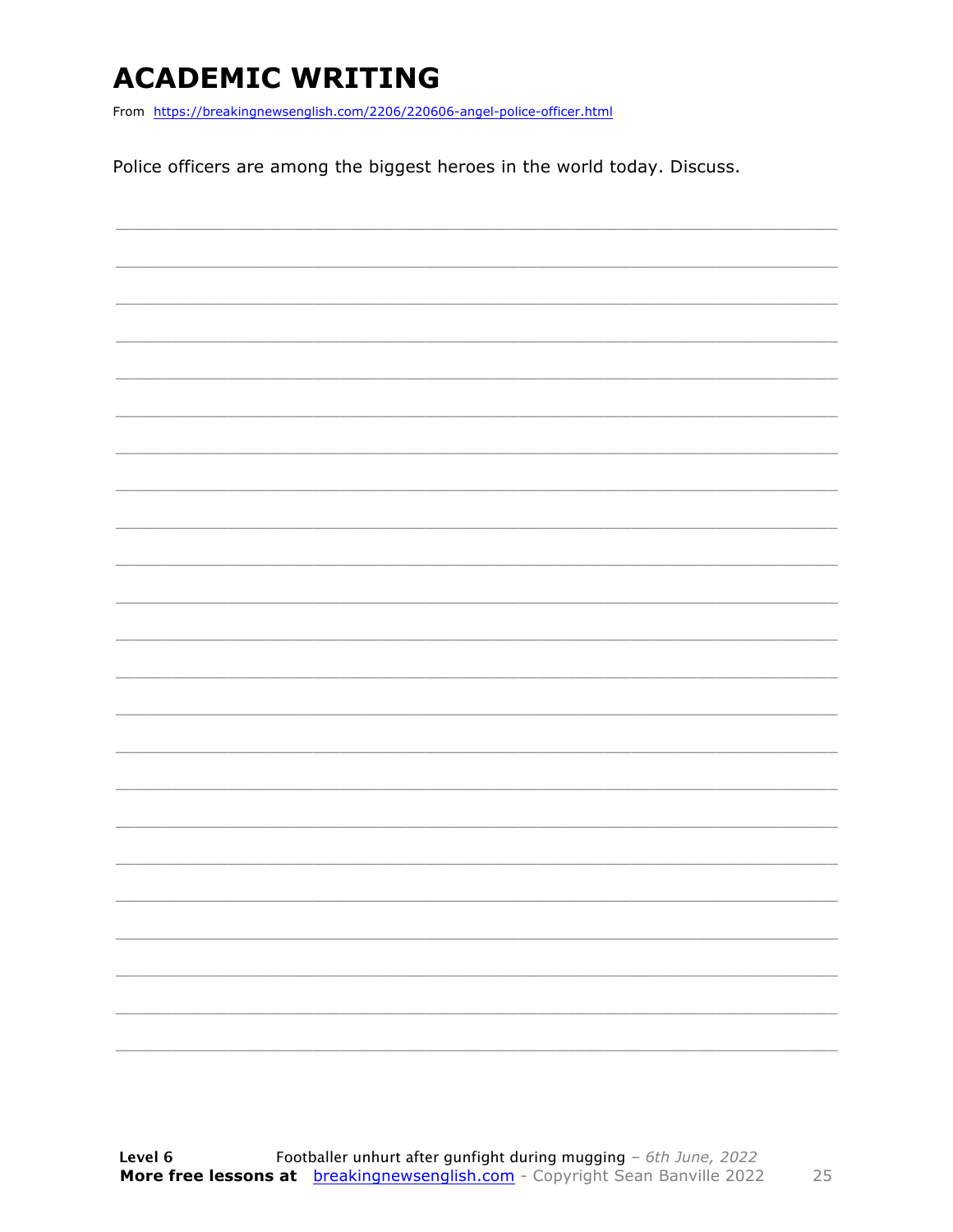# ACADEMIC WRITING

From https://breakingnewsenglish.com/2206/220606-angel-police-officer.html

Police officers are among the biggest heroes in the world today. Discuss.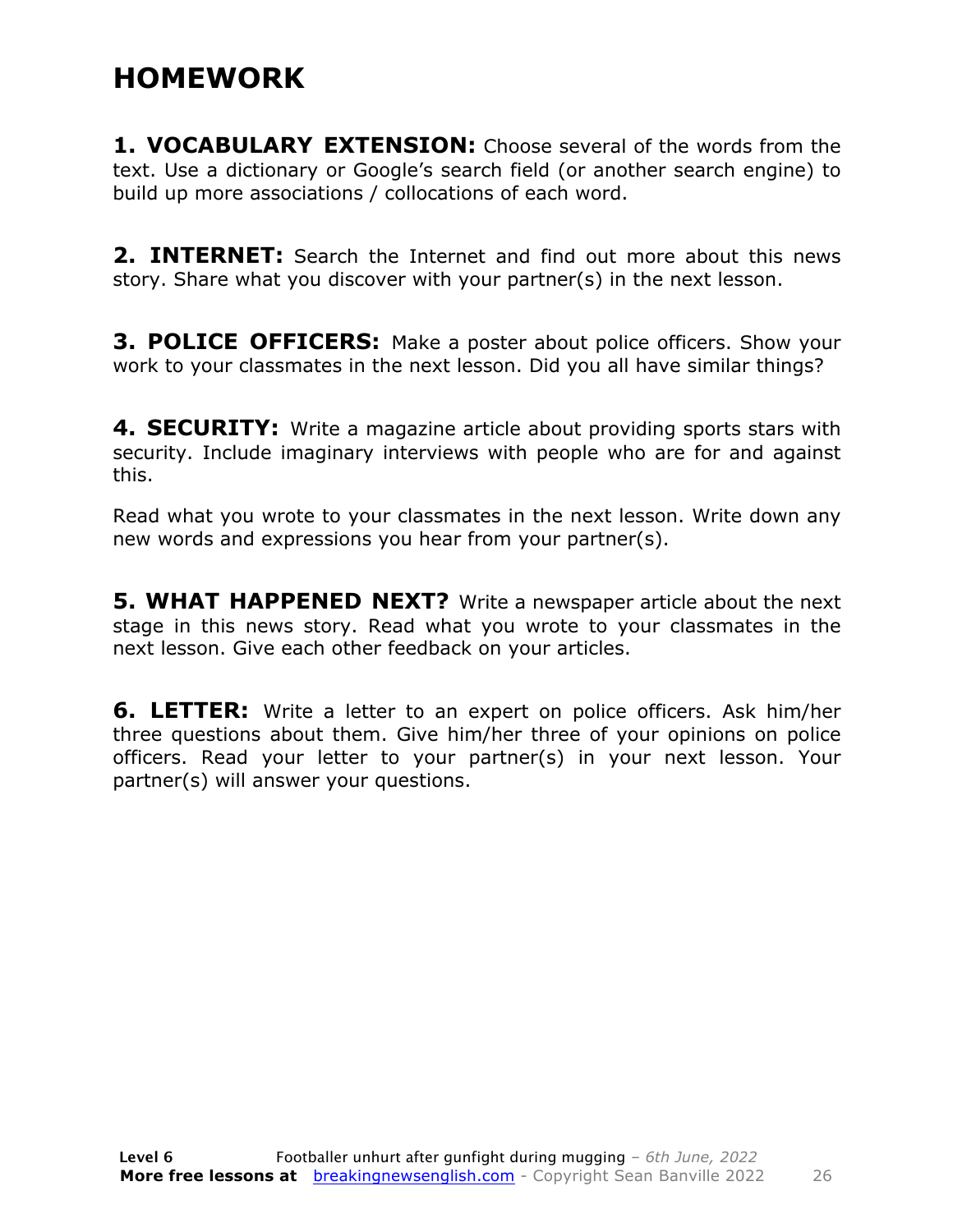# HOMEWORK

**1. VOCABULARY EXTENSION:** Choose several of the words from the text. Use a dictionary or Google's search field (or another search engine) to build up more associations / collocations of each word.

**2. INTERNET:** Search the Internet and find out more about this news story. Share what you discover with your partner(s) in the next lesson.

**3. POLICE OFFICERS:** Make a poster about police officers. Show your work to your classmates in the next lesson. Did you all have similar things?

**4. SECURITY:** Write a magazine article about providing sports stars with security. Include imaginary interviews with people who are for and against this.

Read what you wrote to your classmates in the next lesson. Write down any new words and expressions you hear from your partner(s).

**5. WHAT HAPPENED NEXT?** Write a newspaper article about the next stage in this news story. Read what you wrote to your classmates in the next lesson. Give each other feedback on your articles.

**6. LETTER:** Write a letter to an expert on police officers. Ask him/her three questions about them. Give him/her three of your opinions on police officers. Read your letter to your partner(s) in your next lesson. Your partner(s) will answer your questions.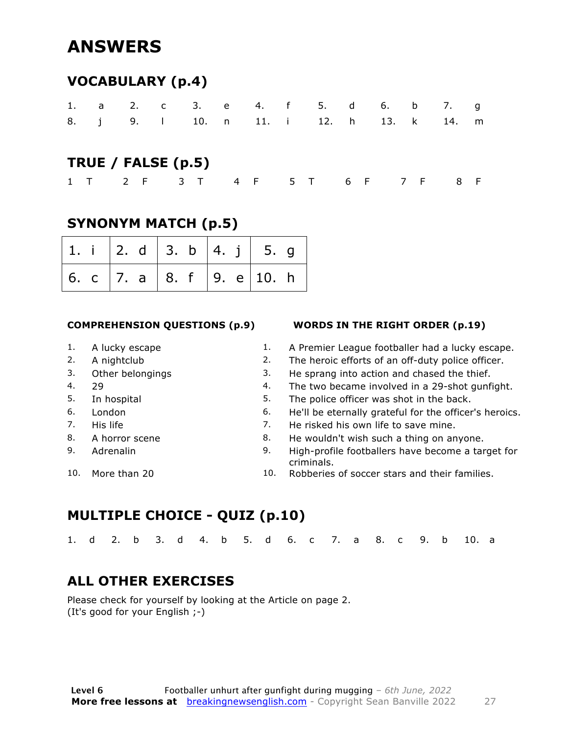# ANSWERS

## VOCABULARY (p.4)

| | | | | | | |
|---|---|---|---|---|---|---|
| 1. a | 2. c | 3. e | 4. f | 5. d | 6. b | 7. g |
| 8. j | 9. l | 10. n | 11. i | 12. h | 13. k | 14. m |

## TRUE / FALSE (p.5)

1 T 2 F 3 T 4 F 5 T 6 F 7 F 8 F

## SYNONYM MATCH (p.5)

| | | | | |
|---|---|---|---|---|
| 1. i | 2. d | 3. b | 4. j | 5. g |
| 6. c | 7. a | 8. f | 9. e | 10. h |

**COMPREHENSION QUESTIONS (p.9)**

1. A lucky escape
2. A nightclub
3. Other belongings
4. 29
5. In hospital
6. London
7. His life
8. A horror scene
9. Adrenalin
10. More than 20

**WORDS IN THE RIGHT ORDER (p.19)**

1. A Premier League footballer had a lucky escape.
2. The heroic efforts of an off-duty police officer.
3. He sprang into action and chased the thief.
4. The two became involved in a 29-shot gunfight.
5. The police officer was shot in the back.
6. He'll be eternally grateful for the officer's heroics.
7. He risked his own life to save mine.
8. He wouldn't wish such a thing on anyone.
9. High-profile footballers have become a target for criminals.
10. Robberies of soccer stars and their families.

## MULTIPLE CHOICE - QUIZ (p.10)

1. d 2. b 3. d 4. b 5. d 6. c 7. a 8. c 9. b 10. a

## ALL OTHER EXERCISES

Please check for yourself by looking at the Article on page 2.
(It's good for your English ;-)